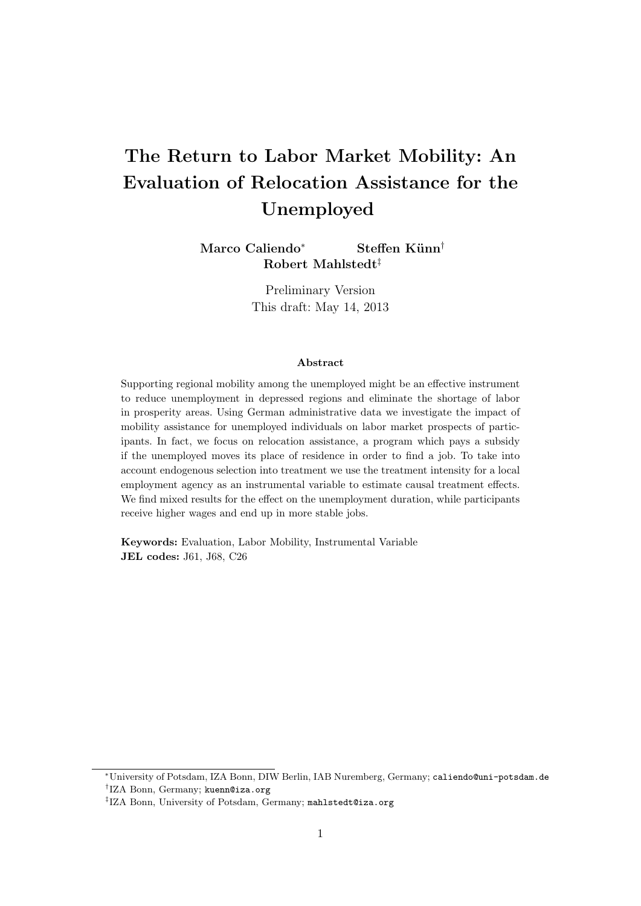# The Return to Labor Market Mobility: An Evaluation of Relocation Assistance for the Unemployed

**Marco Caliendo*** **Steffen Künn†** **Robert Mahlstedt‡**

Preliminary Version
This draft: May 14, 2013

### Abstract

Supporting regional mobility among the unemployed might be an effective instrument to reduce unemployment in depressed regions and eliminate the shortage of labor in prosperity areas. Using German administrative data we investigate the impact of mobility assistance for unemployed individuals on labor market prospects of participants. In fact, we focus on relocation assistance, a program which pays a subsidy if the unemployed moves its place of residence in order to find a job. To take into account endogenous selection into treatment we use the treatment intensity for a local employment agency as an instrumental variable to estimate causal treatment effects. We find mixed results for the effect on the unemployment duration, while participants receive higher wages and end up in more stable jobs.

**Keywords:** Evaluation, Labor Mobility, Instrumental Variable
**JEL codes:** J61, J68, C26

---

*University of Potsdam, IZA Bonn, DIW Berlin, IAB Nuremberg, Germany; caliendo@uni-potsdam.de

†IZA Bonn, Germany; kuenn@iza.org

‡IZA Bonn, University of Potsdam, Germany; mahlstedt@iza.org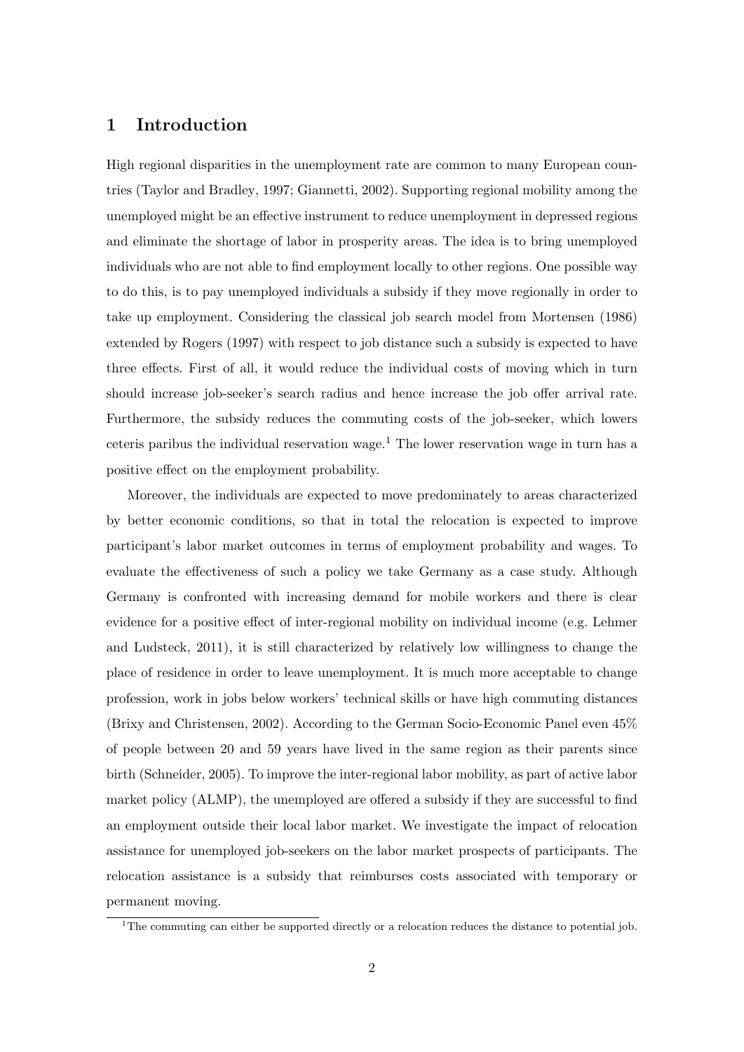## 1 Introduction

High regional disparities in the unemployment rate are common to many European countries (Taylor and Bradley, 1997; Giannetti, 2002). Supporting regional mobility among the unemployed might be an effective instrument to reduce unemployment in depressed regions and eliminate the shortage of labor in prosperity areas. The idea is to bring unemployed individuals who are not able to find employment locally to other regions. One possible way to do this, is to pay unemployed individuals a subsidy if they move regionally in order to take up employment. Considering the classical job search model from Mortensen (1986) extended by Rogers (1997) with respect to job distance such a subsidy is expected to have three effects. First of all, it would reduce the individual costs of moving which in turn should increase job-seeker's search radius and hence increase the job offer arrival rate. Furthermore, the subsidy reduces the commuting costs of the job-seeker, which lowers ceteris paribus the individual reservation wage.[1] The lower reservation wage in turn has a positive effect on the employment probability.

Moreover, the individuals are expected to move predominately to areas characterized by better economic conditions, so that in total the relocation is expected to improve participant's labor market outcomes in terms of employment probability and wages. To evaluate the effectiveness of such a policy we take Germany as a case study. Although Germany is confronted with increasing demand for mobile workers and there is clear evidence for a positive effect of inter-regional mobility on individual income (e.g. Lehmer and Ludsteck, 2011), it is still characterized by relatively low willingness to change the place of residence in order to leave unemployment. It is much more acceptable to change profession, work in jobs below workers' technical skills or have high commuting distances (Brixy and Christensen, 2002). According to the German Socio-Economic Panel even 45% of people between 20 and 59 years have lived in the same region as their parents since birth (Schneider, 2005). To improve the inter-regional labor mobility, as part of active labor market policy (ALMP), the unemployed are offered a subsidy if they are successful to find an employment outside their local labor market. We investigate the impact of relocation assistance for unemployed job-seekers on the labor market prospects of participants. The relocation assistance is a subsidy that reimburses costs associated with temporary or permanent moving.

[1] The commuting can either be supported directly or a relocation reduces the distance to potential job.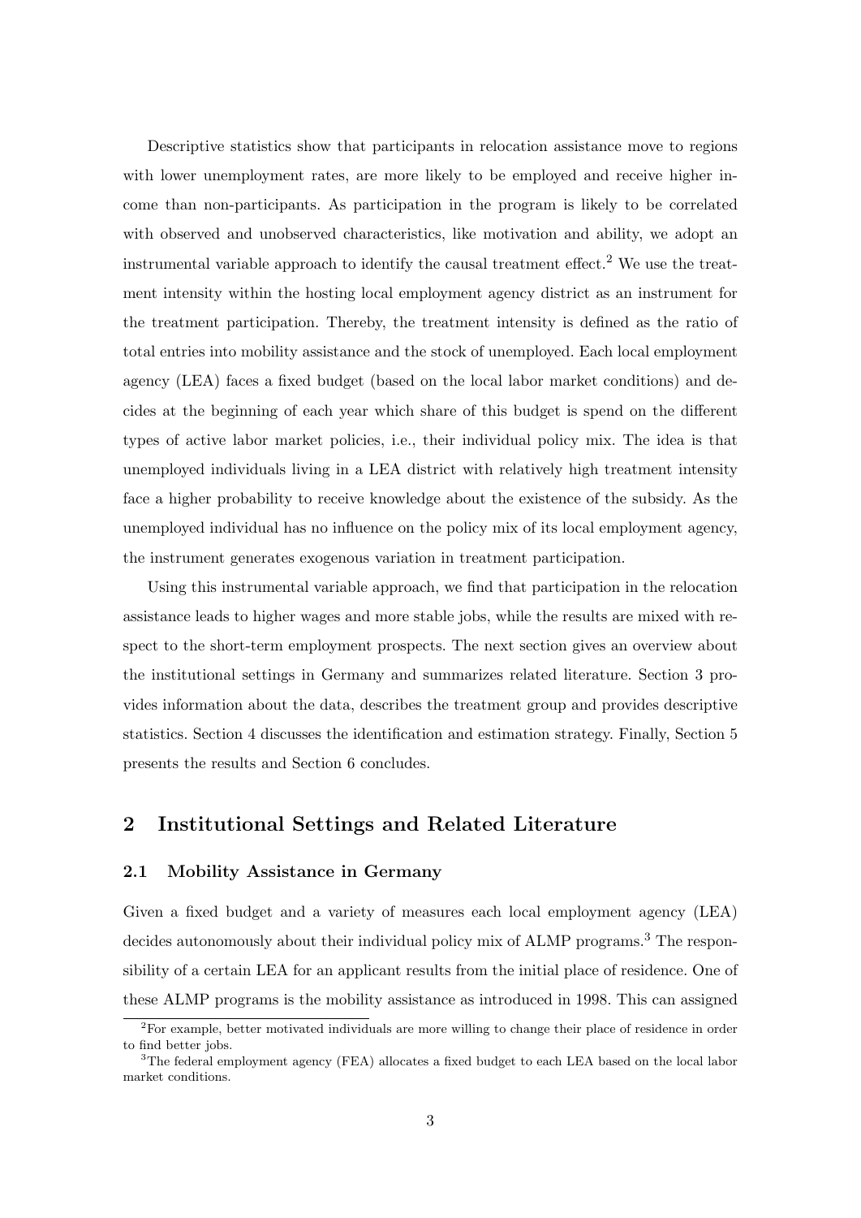Descriptive statistics show that participants in relocation assistance move to regions with lower unemployment rates, are more likely to be employed and receive higher income than non-participants. As participation in the program is likely to be correlated with observed and unobserved characteristics, like motivation and ability, we adopt an instrumental variable approach to identify the causal treatment effect.[2] We use the treatment intensity within the hosting local employment agency district as an instrument for the treatment participation. Thereby, the treatment intensity is defined as the ratio of total entries into mobility assistance and the stock of unemployed. Each local employment agency (LEA) faces a fixed budget (based on the local labor market conditions) and decides at the beginning of each year which share of this budget is spend on the different types of active labor market policies, i.e., their individual policy mix. The idea is that unemployed individuals living in a LEA district with relatively high treatment intensity face a higher probability to receive knowledge about the existence of the subsidy. As the unemployed individual has no influence on the policy mix of its local employment agency, the instrument generates exogenous variation in treatment participation.

Using this instrumental variable approach, we find that participation in the relocation assistance leads to higher wages and more stable jobs, while the results are mixed with respect to the short-term employment prospects. The next section gives an overview about the institutional settings in Germany and summarizes related literature. Section 3 provides information about the data, describes the treatment group and provides descriptive statistics. Section 4 discusses the identification and estimation strategy. Finally, Section 5 presents the results and Section 6 concludes.

## 2 Institutional Settings and Related Literature

### 2.1 Mobility Assistance in Germany

Given a fixed budget and a variety of measures each local employment agency (LEA) decides autonomously about their individual policy mix of ALMP programs.[3] The responsibility of a certain LEA for an applicant results from the initial place of residence. One of these ALMP programs is the mobility assistance as introduced in 1998. This can assigned

[2] For example, better motivated individuals are more willing to change their place of residence in order to find better jobs.

[3] The federal employment agency (FEA) allocates a fixed budget to each LEA based on the local labor market conditions.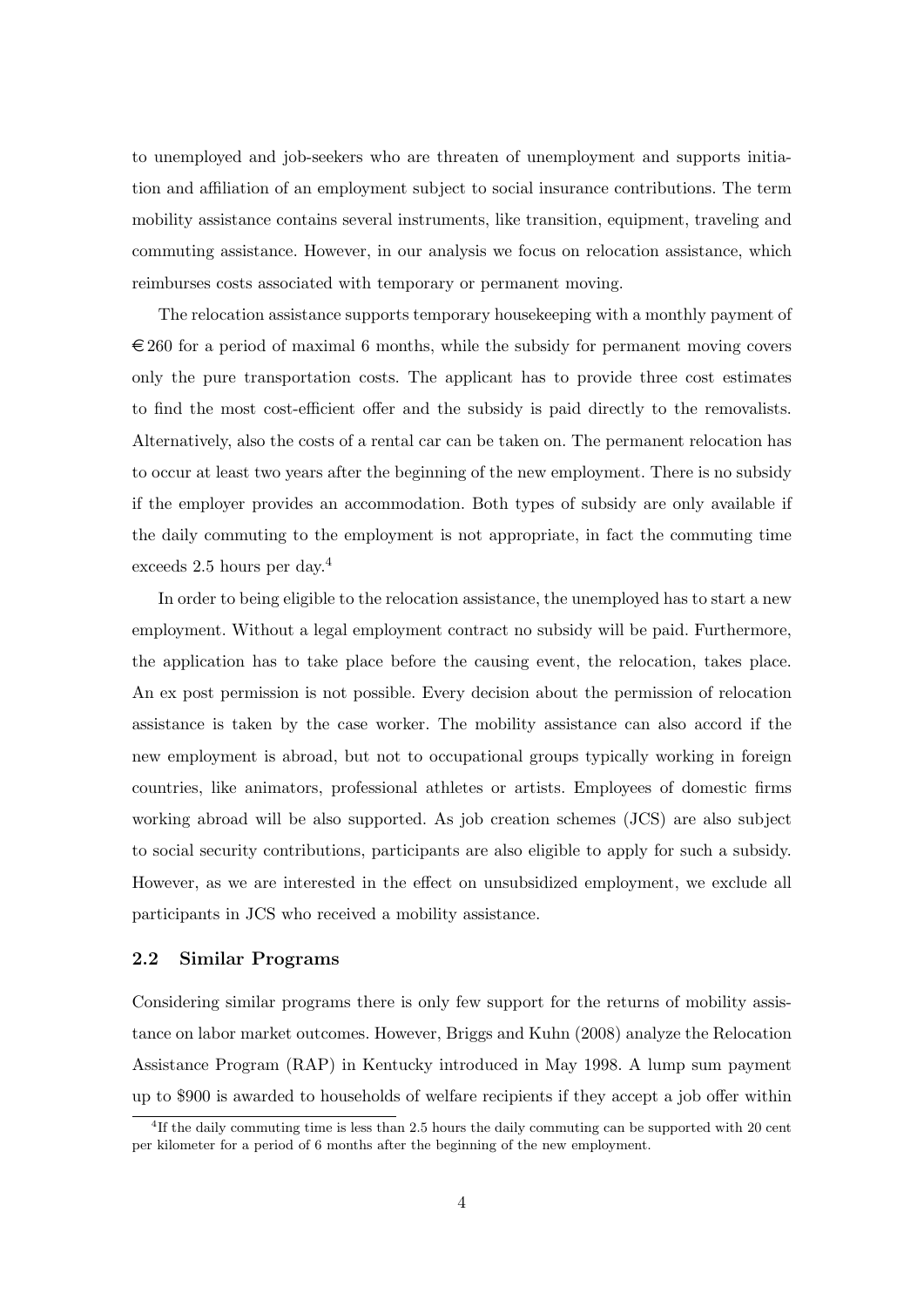to unemployed and job-seekers who are threaten of unemployment and supports initiation and affiliation of an employment subject to social insurance contributions. The term mobility assistance contains several instruments, like transition, equipment, traveling and commuting assistance. However, in our analysis we focus on relocation assistance, which reimburses costs associated with temporary or permanent moving.

The relocation assistance supports temporary housekeeping with a monthly payment of €260 for a period of maximal 6 months, while the subsidy for permanent moving covers only the pure transportation costs. The applicant has to provide three cost estimates to find the most cost-efficient offer and the subsidy is paid directly to the removalists. Alternatively, also the costs of a rental car can be taken on. The permanent relocation has to occur at least two years after the beginning of the new employment. There is no subsidy if the employer provides an accommodation. Both types of subsidy are only available if the daily commuting to the employment is not appropriate, in fact the commuting time exceeds 2.5 hours per day.[4]

In order to being eligible to the relocation assistance, the unemployed has to start a new employment. Without a legal employment contract no subsidy will be paid. Furthermore, the application has to take place before the causing event, the relocation, takes place. An ex post permission is not possible. Every decision about the permission of relocation assistance is taken by the case worker. The mobility assistance can also accord if the new employment is abroad, but not to occupational groups typically working in foreign countries, like animators, professional athletes or artists. Employees of domestic firms working abroad will be also supported. As job creation schemes (JCS) are also subject to social security contributions, participants are also eligible to apply for such a subsidy. However, as we are interested in the effect on unsubsidized employment, we exclude all participants in JCS who received a mobility assistance.

### 2.2 Similar Programs

Considering similar programs there is only few support for the returns of mobility assistance on labor market outcomes. However, Briggs and Kuhn (2008) analyze the Relocation Assistance Program (RAP) in Kentucky introduced in May 1998. A lump sum payment up to $900 is awarded to households of welfare recipients if they accept a job offer within

[4] If the daily commuting time is less than 2.5 hours the daily commuting can be supported with 20 cent per kilometer for a period of 6 months after the beginning of the new employment.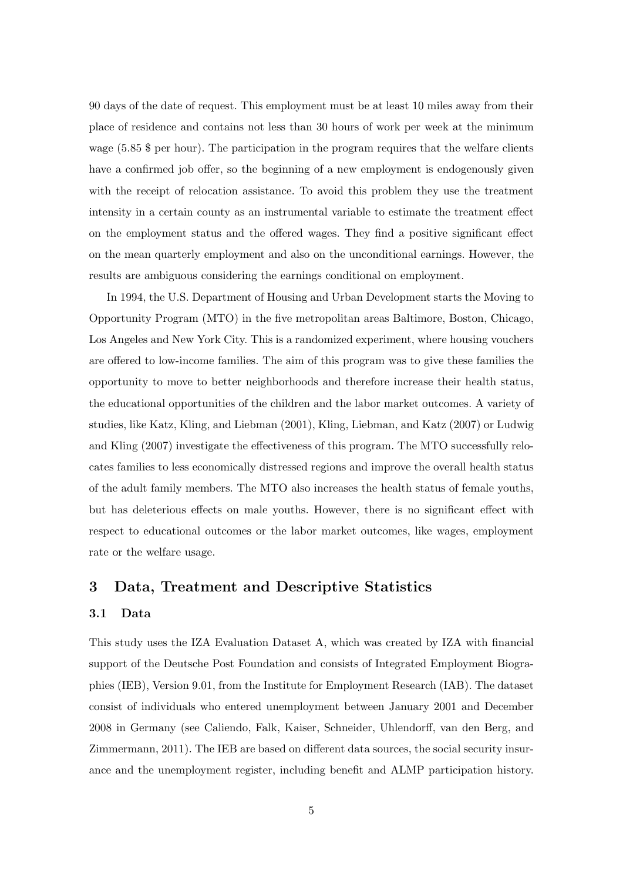90 days of the date of request. This employment must be at least 10 miles away from their place of residence and contains not less than 30 hours of work per week at the minimum wage (5.85 $ per hour). The participation in the program requires that the welfare clients have a confirmed job offer, so the beginning of a new employment is endogenously given with the receipt of relocation assistance. To avoid this problem they use the treatment intensity in a certain county as an instrumental variable to estimate the treatment effect on the employment status and the offered wages. They find a positive significant effect on the mean quarterly employment and also on the unconditional earnings. However, the results are ambiguous considering the earnings conditional on employment.

In 1994, the U.S. Department of Housing and Urban Development starts the Moving to Opportunity Program (MTO) in the five metropolitan areas Baltimore, Boston, Chicago, Los Angeles and New York City. This is a randomized experiment, where housing vouchers are offered to low-income families. The aim of this program was to give these families the opportunity to move to better neighborhoods and therefore increase their health status, the educational opportunities of the children and the labor market outcomes. A variety of studies, like Katz, Kling, and Liebman (2001), Kling, Liebman, and Katz (2007) or Ludwig and Kling (2007) investigate the effectiveness of this program. The MTO successfully relocates families to less economically distressed regions and improve the overall health status of the adult family members. The MTO also increases the health status of female youths, but has deleterious effects on male youths. However, there is no significant effect with respect to educational outcomes or the labor market outcomes, like wages, employment rate or the welfare usage.

## 3 Data, Treatment and Descriptive Statistics

### 3.1 Data

This study uses the IZA Evaluation Dataset A, which was created by IZA with financial support of the Deutsche Post Foundation and consists of Integrated Employment Biographies (IEB), Version 9.01, from the Institute for Employment Research (IAB). The dataset consist of individuals who entered unemployment between January 2001 and December 2008 in Germany (see Caliendo, Falk, Kaiser, Schneider, Uhlendorff, van den Berg, and Zimmermann, 2011). The IEB are based on different data sources, the social security insurance and the unemployment register, including benefit and ALMP participation history.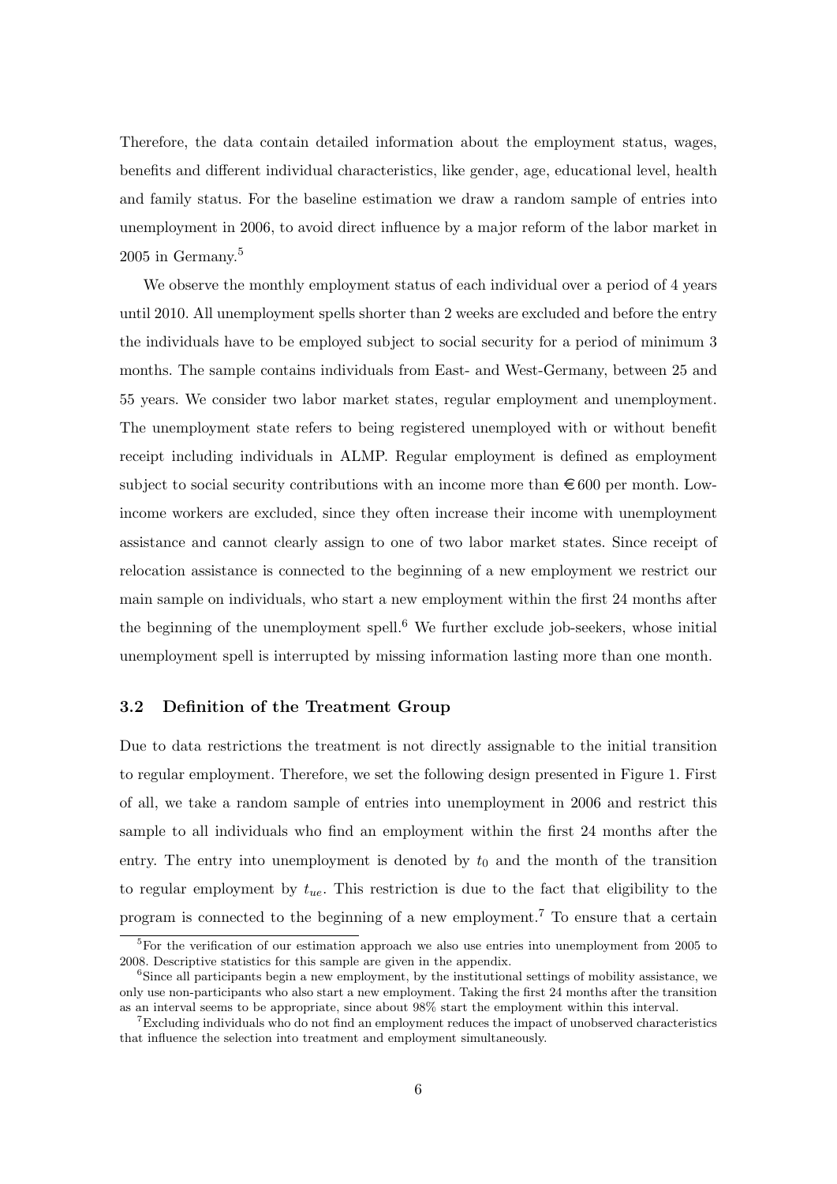Therefore, the data contain detailed information about the employment status, wages, benefits and different individual characteristics, like gender, age, educational level, health and family status. For the baseline estimation we draw a random sample of entries into unemployment in 2006, to avoid direct influence by a major reform of the labor market in 2005 in Germany.[5]

We observe the monthly employment status of each individual over a period of 4 years until 2010. All unemployment spells shorter than 2 weeks are excluded and before the entry the individuals have to be employed subject to social security for a period of minimum 3 months. The sample contains individuals from East- and West-Germany, between 25 and 55 years. We consider two labor market states, regular employment and unemployment. The unemployment state refers to being registered unemployed with or without benefit receipt including individuals in ALMP. Regular employment is defined as employment subject to social security contributions with an income more than €600 per month. Low-income workers are excluded, since they often increase their income with unemployment assistance and cannot clearly assign to one of two labor market states. Since receipt of relocation assistance is connected to the beginning of a new employment we restrict our main sample on individuals, who start a new employment within the first 24 months after the beginning of the unemployment spell.[6] We further exclude job-seekers, whose initial unemployment spell is interrupted by missing information lasting more than one month.

### 3.2 Definition of the Treatment Group

Due to data restrictions the treatment is not directly assignable to the initial transition to regular employment. Therefore, we set the following design presented in Figure 1. First of all, we take a random sample of entries into unemployment in 2006 and restrict this sample to all individuals who find an employment within the first 24 months after the entry. The entry into unemployment is denoted by $t_0$ and the month of the transition to regular employment by $t_{ue}$. This restriction is due to the fact that eligibility to the program is connected to the beginning of a new employment.[7] To ensure that a certain

[5] For the verification of our estimation approach we also use entries into unemployment from 2005 to 2008. Descriptive statistics for this sample are given in the appendix.

[6] Since all participants begin a new employment, by the institutional settings of mobility assistance, we only use non-participants who also start a new employment. Taking the first 24 months after the transition as an interval seems to be appropriate, since about 98% start the employment within this interval.

[7] Excluding individuals who do not find an employment reduces the impact of unobserved characteristics that influence the selection into treatment and employment simultaneously.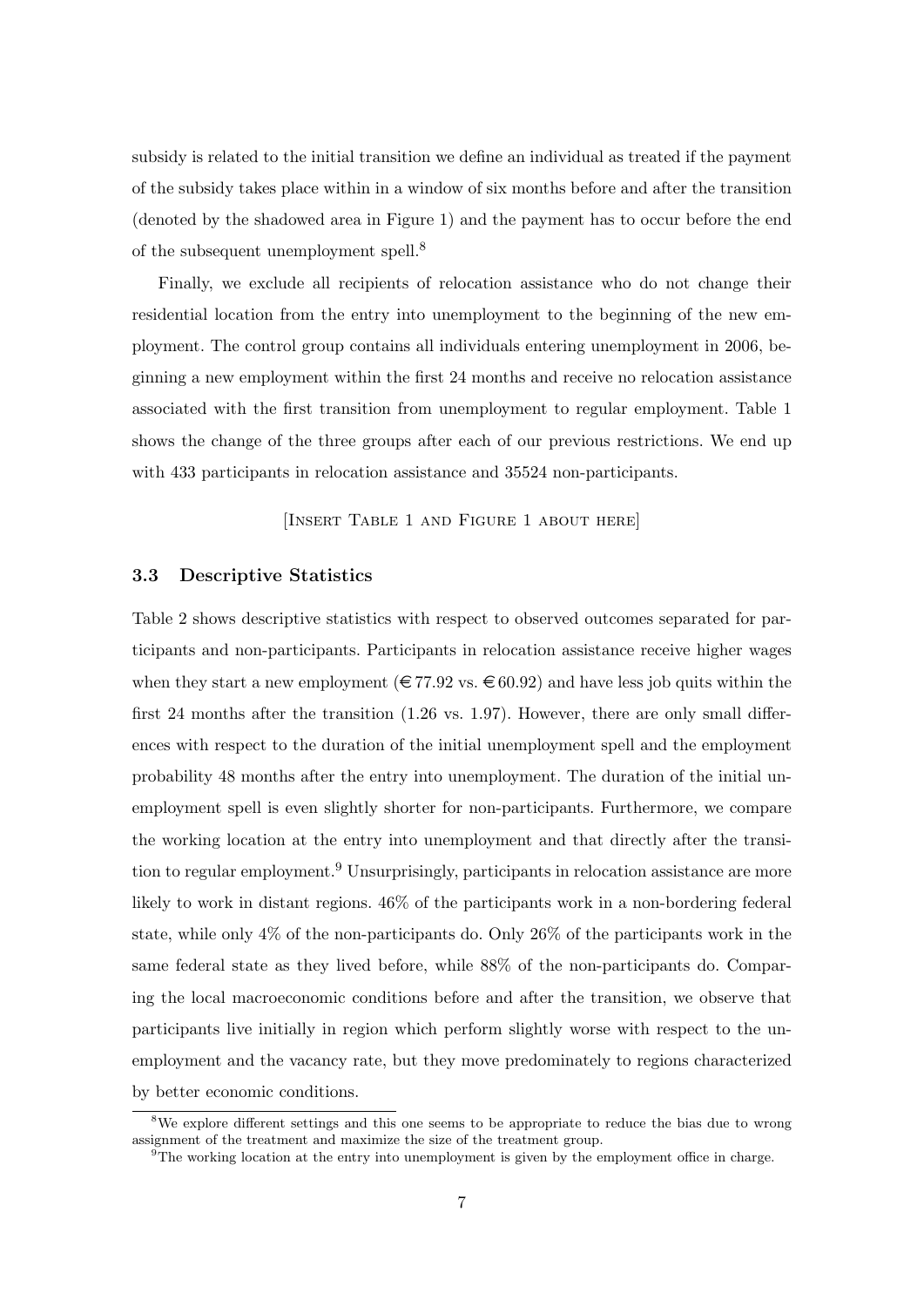subsidy is related to the initial transition we define an individual as treated if the payment of the subsidy takes place within in a window of six months before and after the transition (denoted by the shadowed area in Figure 1) and the payment has to occur before the end of the subsequent unemployment spell.[8]

Finally, we exclude all recipients of relocation assistance who do not change their residential location from the entry into unemployment to the beginning of the new employment. The control group contains all individuals entering unemployment in 2006, beginning a new employment within the first 24 months and receive no relocation assistance associated with the first transition from unemployment to regular employment. Table 1 shows the change of the three groups after each of our previous restrictions. We end up with 433 participants in relocation assistance and 35524 non-participants.

[Insert Table 1 and Figure 1 about here]

### 3.3 Descriptive Statistics

Table 2 shows descriptive statistics with respect to observed outcomes separated for participants and non-participants. Participants in relocation assistance receive higher wages when they start a new employment (€ 77.92 vs. € 60.92) and have less job quits within the first 24 months after the transition (1.26 vs. 1.97). However, there are only small differences with respect to the duration of the initial unemployment spell and the employment probability 48 months after the entry into unemployment. The duration of the initial unemployment spell is even slightly shorter for non-participants. Furthermore, we compare the working location at the entry into unemployment and that directly after the transition to regular employment.[9] Unsurprisingly, participants in relocation assistance are more likely to work in distant regions. 46% of the participants work in a non-bordering federal state, while only 4% of the non-participants do. Only 26% of the participants work in the same federal state as they lived before, while 88% of the non-participants do. Comparing the local macroeconomic conditions before and after the transition, we observe that participants live initially in region which perform slightly worse with respect to the unemployment and the vacancy rate, but they move predominately to regions characterized by better economic conditions.

[8] We explore different settings and this one seems to be appropriate to reduce the bias due to wrong assignment of the treatment and maximize the size of the treatment group.

[9] The working location at the entry into unemployment is given by the employment office in charge.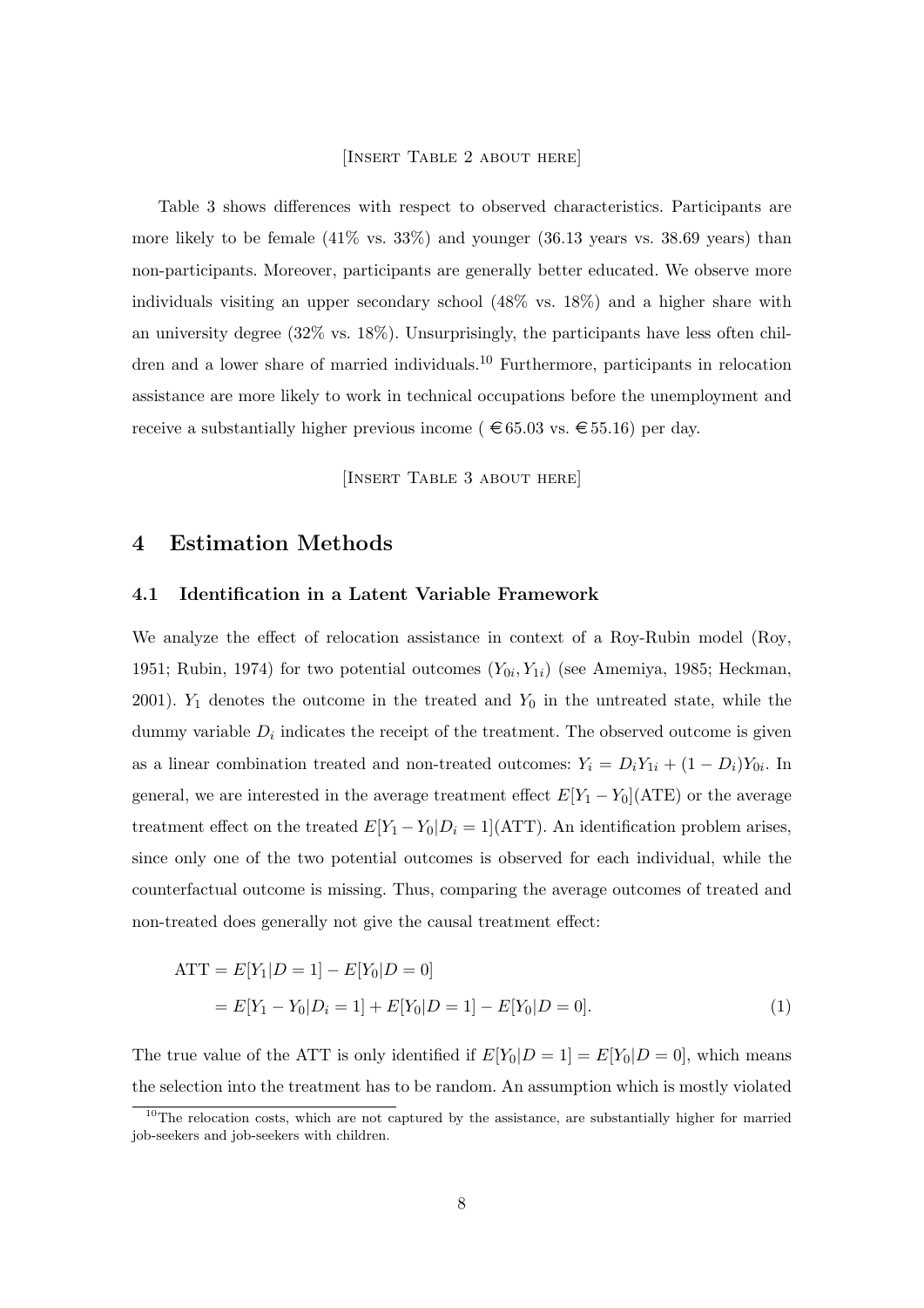[Insert Table 2 about here]

Table 3 shows differences with respect to observed characteristics. Participants are more likely to be female (41% vs. 33%) and younger (36.13 years vs. 38.69 years) than non-participants. Moreover, participants are generally better educated. We observe more individuals visiting an upper secondary school (48% vs. 18%) and a higher share with an university degree (32% vs. 18%). Unsurprisingly, the participants have less often children and a lower share of married individuals.[10] Furthermore, participants in relocation assistance are more likely to work in technical occupations before the unemployment and receive a substantially higher previous income ( €65.03 vs. €55.16) per day.

[Insert Table 3 about here]

# 4 Estimation Methods

## 4.1 Identification in a Latent Variable Framework

We analyze the effect of relocation assistance in context of a Roy-Rubin model (Roy, 1951; Rubin, 1974) for two potential outcomes $(Y_{0i}, Y_{1i})$ (see Amemiya, 1985; Heckman, 2001). $Y_1$ denotes the outcome in the treated and $Y_0$ in the untreated state, while the dummy variable $D_i$ indicates the receipt of the treatment. The observed outcome is given as a linear combination treated and non-treated outcomes: $Y_i = D_i Y_{1i} + (1 - D_i) Y_{0i}$. In general, we are interested in the average treatment effect $E[Y_1 - Y_0]$(ATE) or the average treatment effect on the treated $E[Y_1 - Y_0 | D_i = 1]$(ATT). An identification problem arises, since only one of the two potential outcomes is observed for each individual, while the counterfactual outcome is missing. Thus, comparing the average outcomes of treated and non-treated does generally not give the causal treatment effect:

$$
\begin{aligned}
\text{ATT} &= E[Y_1 | D = 1] - E[Y_0 | D = 0] \\
&= E[Y_1 - Y_0 | D_i = 1] + E[Y_0 | D = 1] - E[Y_0 | D = 0]. \qquad (1)
\end{aligned}
$$

The true value of the ATT is only identified if $E[Y_0 | D = 1] = E[Y_0 | D = 0]$, which means the selection into the treatment has to be random. An assumption which is mostly violated

[10] The relocation costs, which are not captured by the assistance, are substantially higher for married job-seekers and job-seekers with children.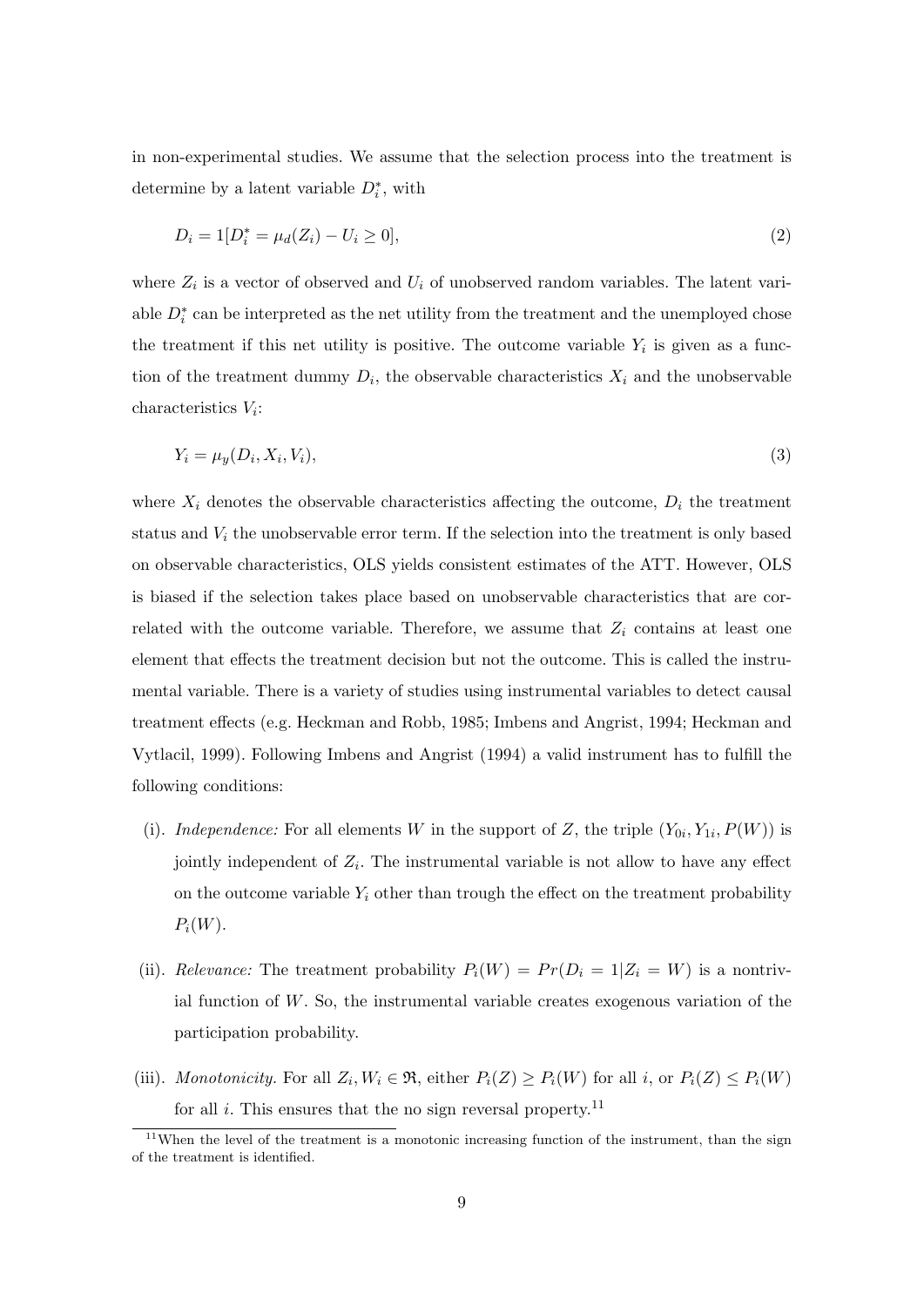in non-experimental studies. We assume that the selection process into the treatment is determine by a latent variable $D_i^*$, with

$$D_i = 1[D_i^* = \mu_d(Z_i) - U_i \geq 0], \tag{2}$$

where $Z_i$ is a vector of observed and $U_i$ of unobserved random variables. The latent variable $D_i^*$ can be interpreted as the net utility from the treatment and the unemployed chose the treatment if this net utility is positive. The outcome variable $Y_i$ is given as a function of the treatment dummy $D_i$, the observable characteristics $X_i$ and the unobservable characteristics $V_i$:

$$Y_i = \mu_y(D_i, X_i, V_i), \tag{3}$$

where $X_i$ denotes the observable characteristics affecting the outcome, $D_i$ the treatment status and $V_i$ the unobservable error term. If the selection into the treatment is only based on observable characteristics, OLS yields consistent estimates of the ATT. However, OLS is biased if the selection takes place based on unobservable characteristics that are correlated with the outcome variable. Therefore, we assume that $Z_i$ contains at least one element that effects the treatment decision but not the outcome. This is called the instrumental variable. There is a variety of studies using instrumental variables to detect causal treatment effects (e.g. Heckman and Robb, 1985; Imbens and Angrist, 1994; Heckman and Vytlacil, 1999). Following Imbens and Angrist (1994) a valid instrument has to fulfill the following conditions:

(i). *Independence:* For all elements $W$ in the support of $Z$, the triple $(Y_{0i}, Y_{1i}, P(W))$ is jointly independent of $Z_i$. The instrumental variable is not allow to have any effect on the outcome variable $Y_i$ other than trough the effect on the treatment probability $P_i(W)$.

(ii). *Relevance:* The treatment probability $P_i(W) = Pr(D_i = 1|Z_i = W)$ is a nontrivial function of $W$. So, the instrumental variable creates exogenous variation of the participation probability.

(iii). *Monotonicity.* For all $Z_i, W_i \in \Re$, either $P_i(Z) \geq P_i(W)$ for all $i$, or $P_i(Z) \leq P_i(W)$ for all $i$. This ensures that the no sign reversal property.[11]

[11] When the level of the treatment is a monotonic increasing function of the instrument, than the sign of the treatment is identified.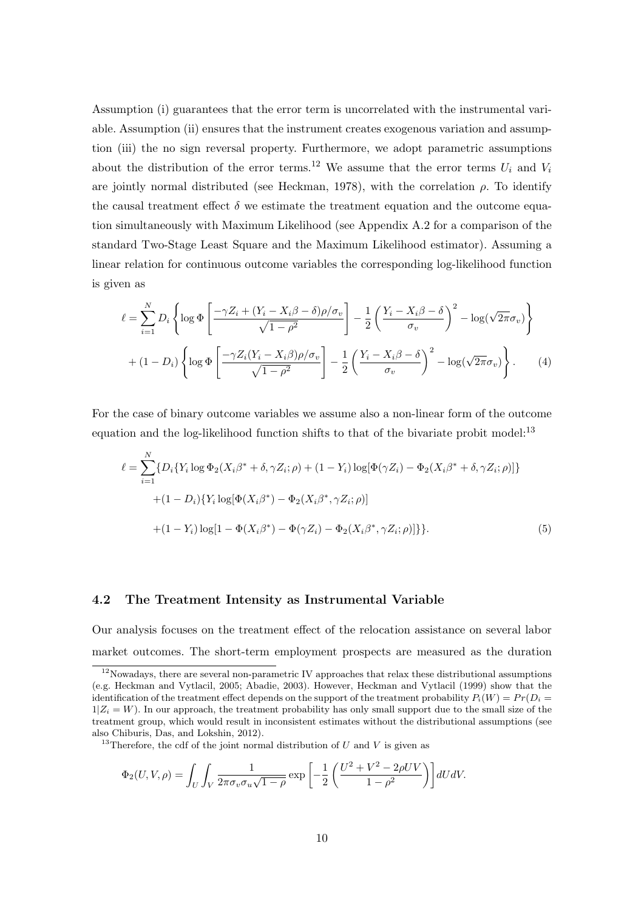Assumption (i) guarantees that the error term is uncorrelated with the instrumental variable. Assumption (ii) ensures that the instrument creates exogenous variation and assumption (iii) the no sign reversal property. Furthermore, we adopt parametric assumptions about the distribution of the error terms.[12] We assume that the error terms $U_i$ and $V_i$ are jointly normal distributed (see Heckman, 1978), with the correlation $\rho$. To identify the causal treatment effect $\delta$ we estimate the treatment equation and the outcome equation simultaneously with Maximum Likelihood (see Appendix A.2 for a comparison of the standard Two-Stage Least Square and the Maximum Likelihood estimator). Assuming a linear relation for continuous outcome variables the corresponding log-likelihood function is given as

$$\ell = \sum_{i=1}^{N} D_i \left\{ \log \Phi \left[ \frac{-\gamma Z_i + (Y_i - X_i\beta - \delta)\rho/\sigma_v}{\sqrt{1-\rho^2}} \right] - \frac{1}{2} \left( \frac{Y_i - X_i\beta - \delta}{\sigma_v} \right)^2 - \log(\sqrt{2\pi}\sigma_v) \right\}$$
$$+ (1 - D_i) \left\{ \log \Phi \left[ \frac{-\gamma Z_i (Y_i - X_i\beta)\rho/\sigma_v}{\sqrt{1-\rho^2}} \right] - \frac{1}{2} \left( \frac{Y_i - X_i\beta - \delta}{\sigma_v} \right)^2 - \log(\sqrt{2\pi}\sigma_v) \right\}. \quad (4)$$

For the case of binary outcome variables we assume also a non-linear form of the outcome equation and the log-likelihood function shifts to that of the bivariate probit model:[13]

$$\ell = \sum_{i=1}^{N} \{ D_i \{ Y_i \log \Phi_2(X_i\beta^* + \delta, \gamma Z_i; \rho) + (1 - Y_i) \log[\Phi(\gamma Z_i) - \Phi_2(X_i\beta^* + \delta, \gamma Z_i; \rho)] \}$$
$$+ (1 - D_i) \{ Y_i \log[\Phi(X_i\beta^*) - \Phi_2(X_i\beta^*, \gamma Z_i; \rho)]$$
$$+ (1 - Y_i) \log[1 - \Phi(X_i\beta^*) - \Phi(\gamma Z_i) - \Phi_2(X_i\beta^*, \gamma Z_i; \rho)] \} \}. \quad (5)$$

### 4.2 The Treatment Intensity as Instrumental Variable

Our analysis focuses on the treatment effect of the relocation assistance on several labor market outcomes. The short-term employment prospects are measured as the duration

[12] Nowadays, there are several non-parametric IV approaches that relax these distributional assumptions (e.g. Heckman and Vytlacil, 2005; Abadie, 2003). However, Heckman and Vytlacil (1999) show that the identification of the treatment effect depends on the support of the treatment probability $P_i(W) = Pr(D_i = 1|Z_i = W)$. In our approach, the treatment probability has only small support due to the small size of the treatment group, which would result in inconsistent estimates without the distributional assumptions (see also Chiburis, Das, and Lokshin, 2012).

[13] Therefore, the cdf of the joint normal distribution of $U$ and $V$ is given as

$$\Phi_2(U, V, \rho) = \int_U \int_V \frac{1}{2\pi\sigma_v\sigma_u\sqrt{1-\rho}} \exp\left[ -\frac{1}{2} \left( \frac{U^2 + V^2 - 2\rho UV}{1-\rho^2} \right) \right] dUdV.$$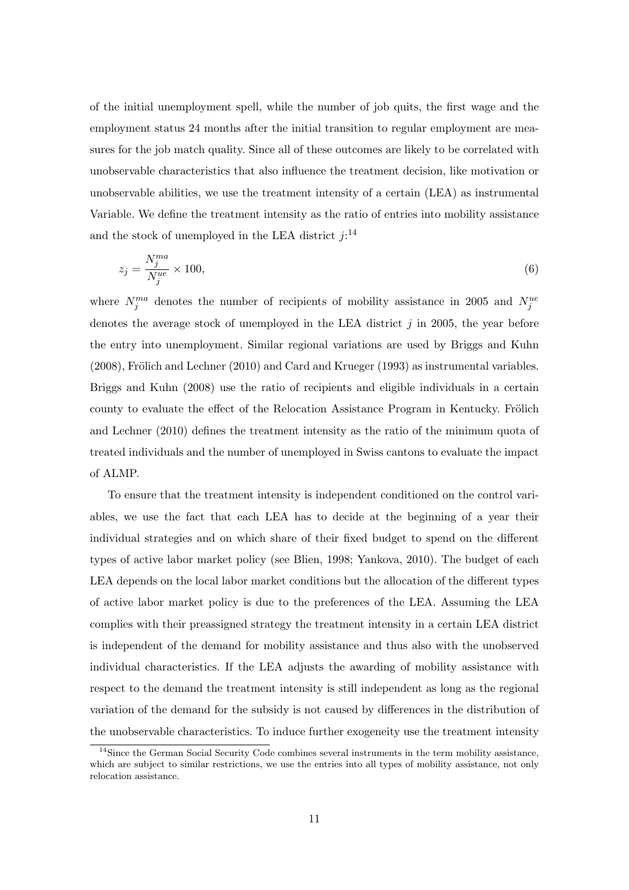of the initial unemployment spell, while the number of job quits, the first wage and the employment status 24 months after the initial transition to regular employment are measures for the job match quality. Since all of these outcomes are likely to be correlated with unobservable characteristics that also influence the treatment decision, like motivation or unobservable abilities, we use the treatment intensity of a certain (LEA) as instrumental Variable. We define the treatment intensity as the ratio of entries into mobility assistance and the stock of unemployed in the LEA district $j$:[14]

$$z_j = \frac{N_j^{ma}}{N_j^{ue}} \times 100, \tag{6}$$

where $N_j^{ma}$ denotes the number of recipients of mobility assistance in 2005 and $N_j^{ue}$ denotes the average stock of unemployed in the LEA district $j$ in 2005, the year before the entry into unemployment. Similar regional variations are used by Briggs and Kuhn (2008), Frölich and Lechner (2010) and Card and Krueger (1993) as instrumental variables. Briggs and Kuhn (2008) use the ratio of recipients and eligible individuals in a certain county to evaluate the effect of the Relocation Assistance Program in Kentucky. Frölich and Lechner (2010) defines the treatment intensity as the ratio of the minimum quota of treated individuals and the number of unemployed in Swiss cantons to evaluate the impact of ALMP.

To ensure that the treatment intensity is independent conditioned on the control variables, we use the fact that each LEA has to decide at the beginning of a year their individual strategies and on which share of their fixed budget to spend on the different types of active labor market policy (see Blien, 1998; Yankova, 2010). The budget of each LEA depends on the local labor market conditions but the allocation of the different types of active labor market policy is due to the preferences of the LEA. Assuming the LEA complies with their preassigned strategy the treatment intensity in a certain LEA district is independent of the demand for mobility assistance and thus also with the unobserved individual characteristics. If the LEA adjusts the awarding of mobility assistance with respect to the demand the treatment intensity is still independent as long as the regional variation of the demand for the subsidy is not caused by differences in the distribution of the unobservable characteristics. To induce further exogeneity use the treatment intensity

[14] Since the German Social Security Code combines several instruments in the term mobility assistance, which are subject to similar restrictions, we use the entries into all types of mobility assistance, not only relocation assistance.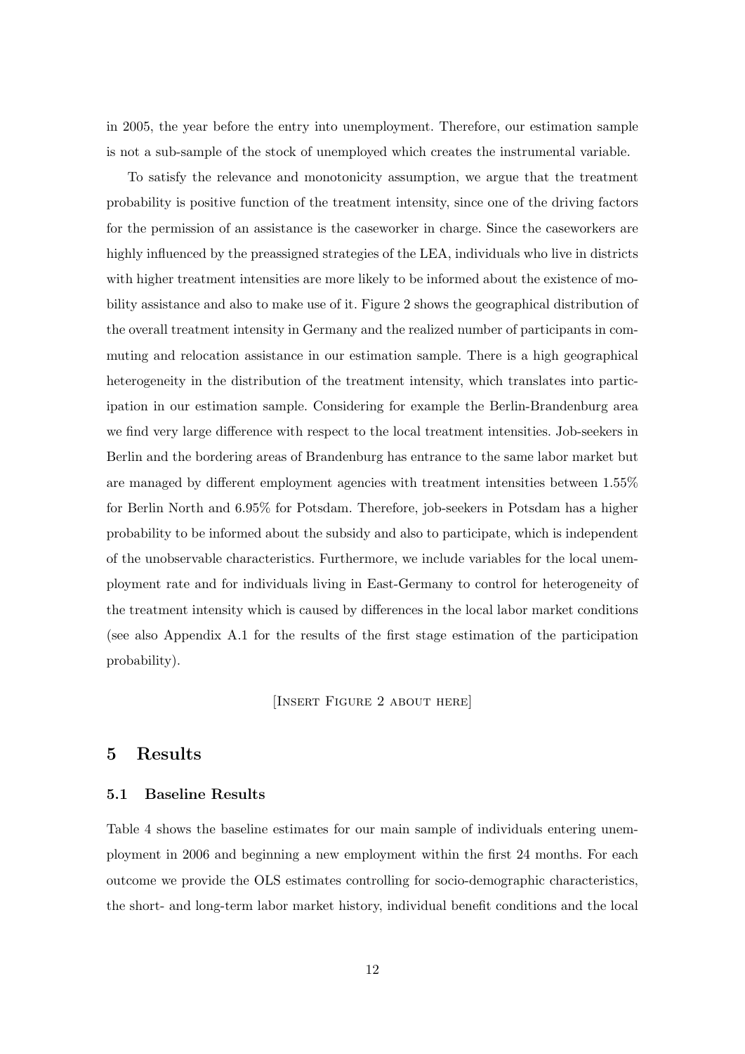in 2005, the year before the entry into unemployment. Therefore, our estimation sample is not a sub-sample of the stock of unemployed which creates the instrumental variable.

To satisfy the relevance and monotonicity assumption, we argue that the treatment probability is positive function of the treatment intensity, since one of the driving factors for the permission of an assistance is the caseworker in charge. Since the caseworkers are highly influenced by the preassigned strategies of the LEA, individuals who live in districts with higher treatment intensities are more likely to be informed about the existence of mobility assistance and also to make use of it. Figure 2 shows the geographical distribution of the overall treatment intensity in Germany and the realized number of participants in commuting and relocation assistance in our estimation sample. There is a high geographical heterogeneity in the distribution of the treatment intensity, which translates into participation in our estimation sample. Considering for example the Berlin-Brandenburg area we find very large difference with respect to the local treatment intensities. Job-seekers in Berlin and the bordering areas of Brandenburg has entrance to the same labor market but are managed by different employment agencies with treatment intensities between 1.55% for Berlin North and 6.95% for Potsdam. Therefore, job-seekers in Potsdam has a higher probability to be informed about the subsidy and also to participate, which is independent of the unobservable characteristics. Furthermore, we include variables for the local unemployment rate and for individuals living in East-Germany to control for heterogeneity of the treatment intensity which is caused by differences in the local labor market conditions (see also Appendix A.1 for the results of the first stage estimation of the participation probability).

[Insert Figure 2 about here]

## 5 Results

### 5.1 Baseline Results

Table 4 shows the baseline estimates for our main sample of individuals entering unemployment in 2006 and beginning a new employment within the first 24 months. For each outcome we provide the OLS estimates controlling for socio-demographic characteristics, the short- and long-term labor market history, individual benefit conditions and the local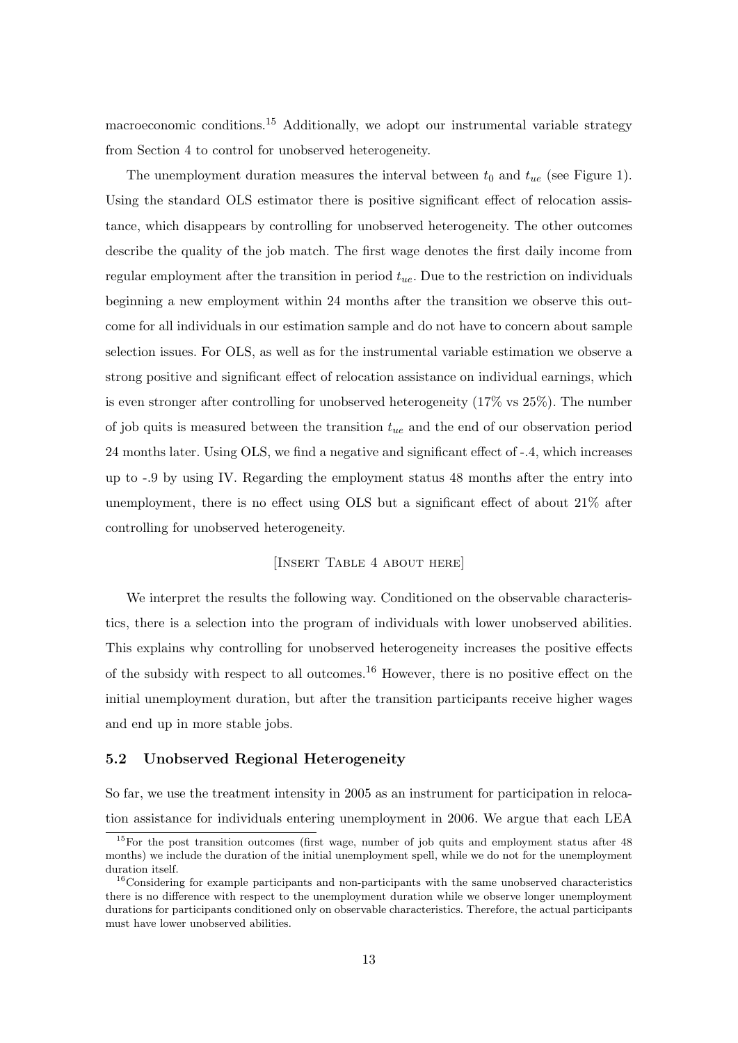macroeconomic conditions.[15] Additionally, we adopt our instrumental variable strategy from Section 4 to control for unobserved heterogeneity.

The unemployment duration measures the interval between $t_0$ and $t_{ue}$ (see Figure 1). Using the standard OLS estimator there is positive significant effect of relocation assistance, which disappears by controlling for unobserved heterogeneity. The other outcomes describe the quality of the job match. The first wage denotes the first daily income from regular employment after the transition in period $t_{ue}$. Due to the restriction on individuals beginning a new employment within 24 months after the transition we observe this outcome for all individuals in our estimation sample and do not have to concern about sample selection issues. For OLS, as well as for the instrumental variable estimation we observe a strong positive and significant effect of relocation assistance on individual earnings, which is even stronger after controlling for unobserved heterogeneity (17% vs 25%). The number of job quits is measured between the transition $t_{ue}$ and the end of our observation period 24 months later. Using OLS, we find a negative and significant effect of -.4, which increases up to -.9 by using IV. Regarding the employment status 48 months after the entry into unemployment, there is no effect using OLS but a significant effect of about 21% after controlling for unobserved heterogeneity.

[Insert Table 4 about here]

We interpret the results the following way. Conditioned on the observable characteristics, there is a selection into the program of individuals with lower unobserved abilities. This explains why controlling for unobserved heterogeneity increases the positive effects of the subsidy with respect to all outcomes.[16] However, there is no positive effect on the initial unemployment duration, but after the transition participants receive higher wages and end up in more stable jobs.

### 5.2 Unobserved Regional Heterogeneity

So far, we use the treatment intensity in 2005 as an instrument for participation in relocation assistance for individuals entering unemployment in 2006. We argue that each LEA

[15] For the post transition outcomes (first wage, number of job quits and employment status after 48 months) we include the duration of the initial unemployment spell, while we do not for the unemployment duration itself.

[16] Considering for example participants and non-participants with the same unobserved characteristics there is no difference with respect to the unemployment duration while we observe longer unemployment durations for participants conditioned only on observable characteristics. Therefore, the actual participants must have lower unobserved abilities.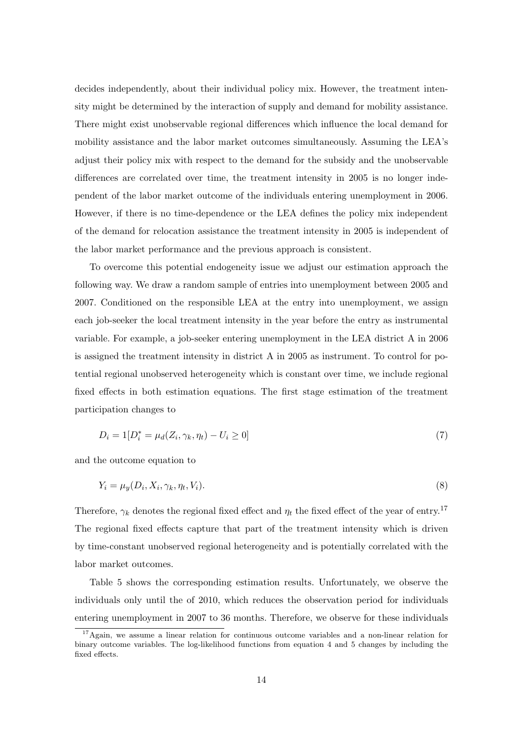decides independently, about their individual policy mix. However, the treatment intensity might be determined by the interaction of supply and demand for mobility assistance. There might exist unobservable regional differences which influence the local demand for mobility assistance and the labor market outcomes simultaneously. Assuming the LEA's adjust their policy mix with respect to the demand for the subsidy and the unobservable differences are correlated over time, the treatment intensity in 2005 is no longer independent of the labor market outcome of the individuals entering unemployment in 2006. However, if there is no time-dependence or the LEA defines the policy mix independent of the demand for relocation assistance the treatment intensity in 2005 is independent of the labor market performance and the previous approach is consistent.

To overcome this potential endogeneity issue we adjust our estimation approach the following way. We draw a random sample of entries into unemployment between 2005 and 2007. Conditioned on the responsible LEA at the entry into unemployment, we assign each job-seeker the local treatment intensity in the year before the entry as instrumental variable. For example, a job-seeker entering unemployment in the LEA district A in 2006 is assigned the treatment intensity in district A in 2005 as instrument. To control for potential regional unobserved heterogeneity which is constant over time, we include regional fixed effects in both estimation equations. The first stage estimation of the treatment participation changes to

$$D_i = 1[D_i^* = \mu_d(Z_i, \gamma_k, \eta_t) - U_i \geq 0] \tag{7}$$

and the outcome equation to

$$Y_i = \mu_y(D_i, X_i, \gamma_k, \eta_t, V_i). \tag{8}$$

Therefore, $\gamma_k$ denotes the regional fixed effect and $\eta_t$ the fixed effect of the year of entry.[17] The regional fixed effects capture that part of the treatment intensity which is driven by time-constant unobserved regional heterogeneity and is potentially correlated with the labor market outcomes.

Table 5 shows the corresponding estimation results. Unfortunately, we observe the individuals only until the of 2010, which reduces the observation period for individuals entering unemployment in 2007 to 36 months. Therefore, we observe for these individuals

[17] Again, we assume a linear relation for continuous outcome variables and a non-linear relation for binary outcome variables. The log-likelihood functions from equation 4 and 5 changes by including the fixed effects.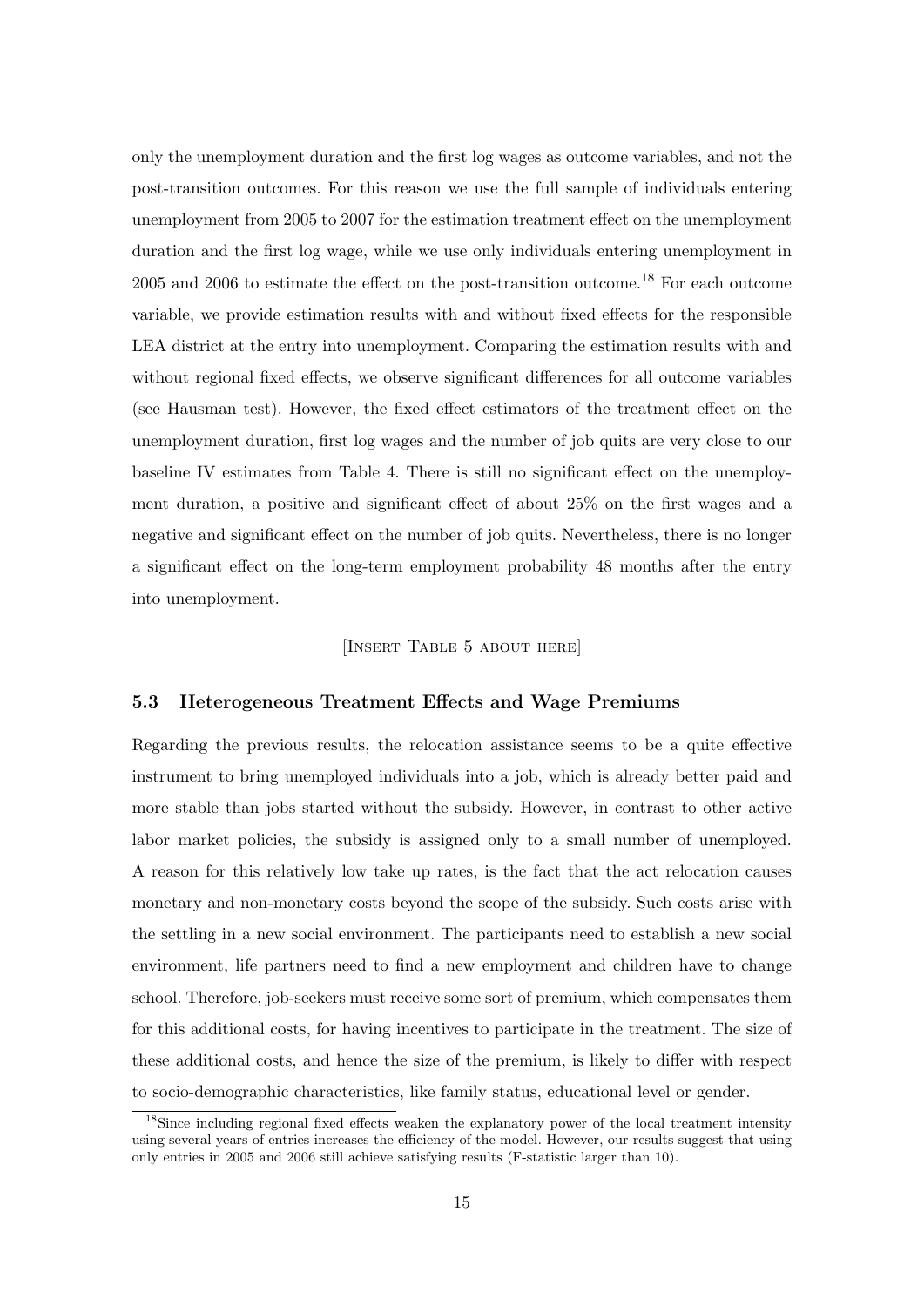only the unemployment duration and the first log wages as outcome variables, and not the post-transition outcomes. For this reason we use the full sample of individuals entering unemployment from 2005 to 2007 for the estimation treatment effect on the unemployment duration and the first log wage, while we use only individuals entering unemployment in 2005 and 2006 to estimate the effect on the post-transition outcome.[18] For each outcome variable, we provide estimation results with and without fixed effects for the responsible LEA district at the entry into unemployment. Comparing the estimation results with and without regional fixed effects, we observe significant differences for all outcome variables (see Hausman test). However, the fixed effect estimators of the treatment effect on the unemployment duration, first log wages and the number of job quits are very close to our baseline IV estimates from Table 4. There is still no significant effect on the unemployment duration, a positive and significant effect of about 25% on the first wages and a negative and significant effect on the number of job quits. Nevertheless, there is no longer a significant effect on the long-term employment probability 48 months after the entry into unemployment.

[Insert Table 5 about here]

### 5.3 Heterogeneous Treatment Effects and Wage Premiums

Regarding the previous results, the relocation assistance seems to be a quite effective instrument to bring unemployed individuals into a job, which is already better paid and more stable than jobs started without the subsidy. However, in contrast to other active labor market policies, the subsidy is assigned only to a small number of unemployed. A reason for this relatively low take up rates, is the fact that the act relocation causes monetary and non-monetary costs beyond the scope of the subsidy. Such costs arise with the settling in a new social environment. The participants need to establish a new social environment, life partners need to find a new employment and children have to change school. Therefore, job-seekers must receive some sort of premium, which compensates them for this additional costs, for having incentives to participate in the treatment. The size of these additional costs, and hence the size of the premium, is likely to differ with respect to socio-demographic characteristics, like family status, educational level or gender.

[18] Since including regional fixed effects weaken the explanatory power of the local treatment intensity using several years of entries increases the efficiency of the model. However, our results suggest that using only entries in 2005 and 2006 still achieve satisfying results (F-statistic larger than 10).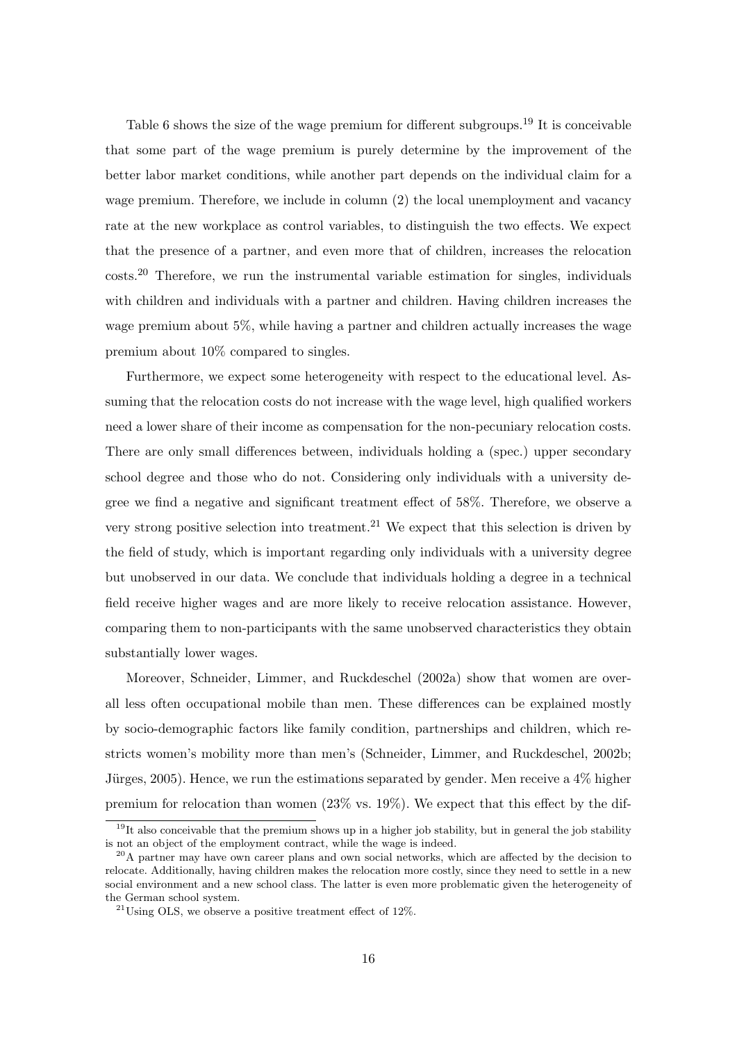Table 6 shows the size of the wage premium for different subgroups.[19] It is conceivable that some part of the wage premium is purely determine by the improvement of the better labor market conditions, while another part depends on the individual claim for a wage premium. Therefore, we include in column (2) the local unemployment and vacancy rate at the new workplace as control variables, to distinguish the two effects. We expect that the presence of a partner, and even more that of children, increases the relocation costs.[20] Therefore, we run the instrumental variable estimation for singles, individuals with children and individuals with a partner and children. Having children increases the wage premium about 5%, while having a partner and children actually increases the wage premium about 10% compared to singles.

Furthermore, we expect some heterogeneity with respect to the educational level. Assuming that the relocation costs do not increase with the wage level, high qualified workers need a lower share of their income as compensation for the non-pecuniary relocation costs. There are only small differences between, individuals holding a (spec.) upper secondary school degree and those who do not. Considering only individuals with a university degree we find a negative and significant treatment effect of 58%. Therefore, we observe a very strong positive selection into treatment.[21] We expect that this selection is driven by the field of study, which is important regarding only individuals with a university degree but unobserved in our data. We conclude that individuals holding a degree in a technical field receive higher wages and are more likely to receive relocation assistance. However, comparing them to non-participants with the same unobserved characteristics they obtain substantially lower wages.

Moreover, Schneider, Limmer, and Ruckdeschel (2002a) show that women are overall less often occupational mobile than men. These differences can be explained mostly by socio-demographic factors like family condition, partnerships and children, which restricts women's mobility more than men's (Schneider, Limmer, and Ruckdeschel, 2002b; Jürges, 2005). Hence, we run the estimations separated by gender. Men receive a 4% higher premium for relocation than women (23% vs. 19%). We expect that this effect by the dif-

[19] It also conceivable that the premium shows up in a higher job stability, but in general the job stability is not an object of the employment contract, while the wage is indeed.

[20] A partner may have own career plans and own social networks, which are affected by the decision to relocate. Additionally, having children makes the relocation more costly, since they need to settle in a new social environment and a new school class. The latter is even more problematic given the heterogeneity of the German school system.

[21] Using OLS, we observe a positive treatment effect of 12%.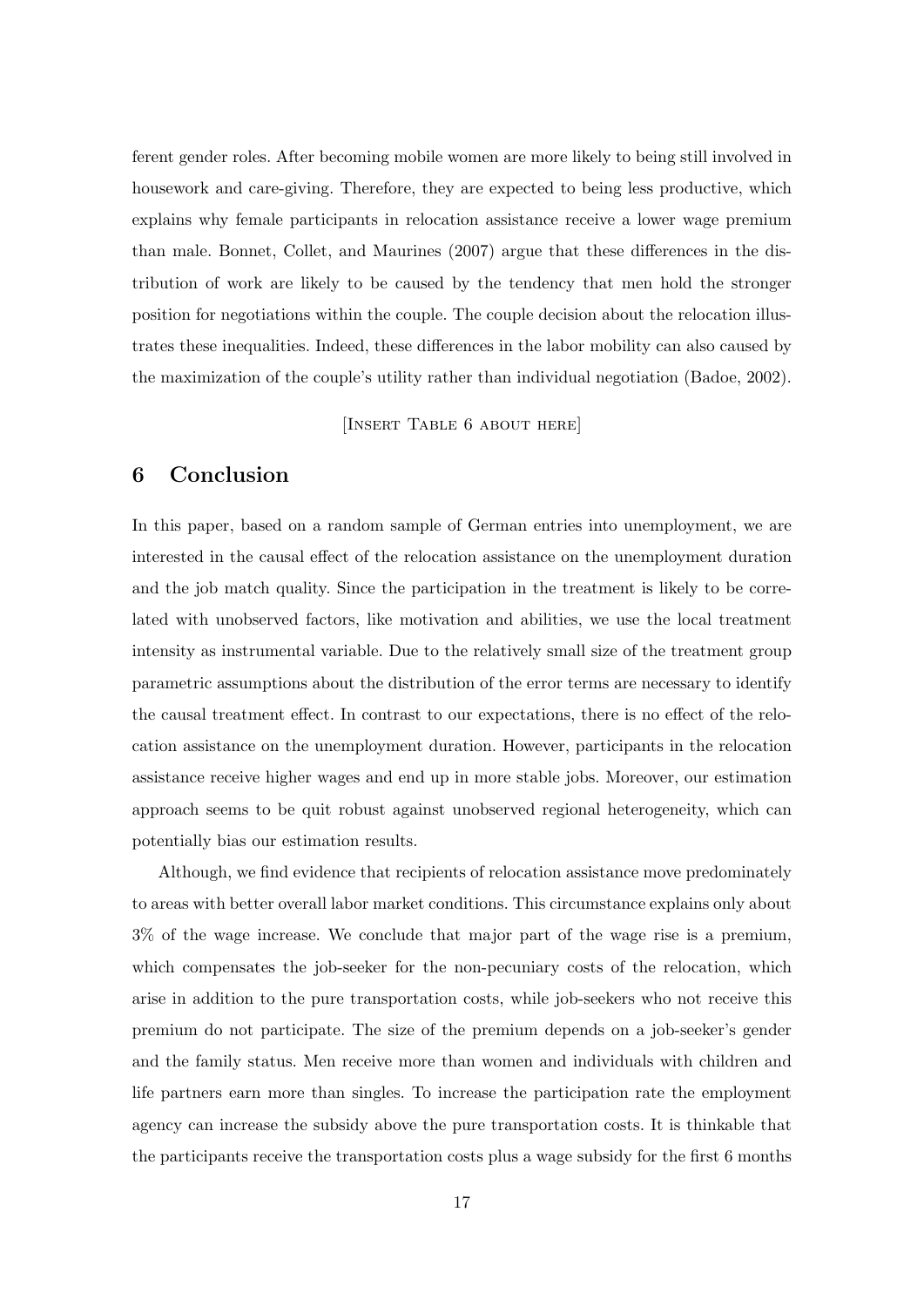ferent gender roles. After becoming mobile women are more likely to being still involved in housework and care-giving. Therefore, they are expected to being less productive, which explains why female participants in relocation assistance receive a lower wage premium than male. Bonnet, Collet, and Maurines (2007) argue that these differences in the distribution of work are likely to be caused by the tendency that men hold the stronger position for negotiations within the couple. The couple decision about the relocation illustrates these inequalities. Indeed, these differences in the labor mobility can also caused by the maximization of the couple's utility rather than individual negotiation (Badoe, 2002).

[Insert Table 6 about here]

## 6 Conclusion

In this paper, based on a random sample of German entries into unemployment, we are interested in the causal effect of the relocation assistance on the unemployment duration and the job match quality. Since the participation in the treatment is likely to be correlated with unobserved factors, like motivation and abilities, we use the local treatment intensity as instrumental variable. Due to the relatively small size of the treatment group parametric assumptions about the distribution of the error terms are necessary to identify the causal treatment effect. In contrast to our expectations, there is no effect of the relocation assistance on the unemployment duration. However, participants in the relocation assistance receive higher wages and end up in more stable jobs. Moreover, our estimation approach seems to be quit robust against unobserved regional heterogeneity, which can potentially bias our estimation results.

Although, we find evidence that recipients of relocation assistance move predominately to areas with better overall labor market conditions. This circumstance explains only about 3% of the wage increase. We conclude that major part of the wage rise is a premium, which compensates the job-seeker for the non-pecuniary costs of the relocation, which arise in addition to the pure transportation costs, while job-seekers who not receive this premium do not participate. The size of the premium depends on a job-seeker's gender and the family status. Men receive more than women and individuals with children and life partners earn more than singles. To increase the participation rate the employment agency can increase the subsidy above the pure transportation costs. It is thinkable that the participants receive the transportation costs plus a wage subsidy for the first 6 months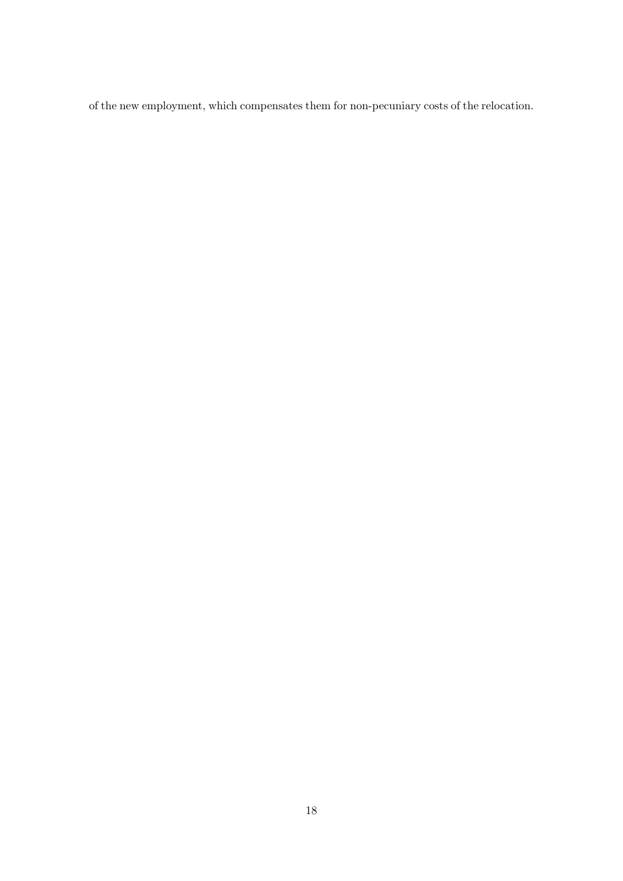of the new employment, which compensates them for non-pecuniary costs of the relocation.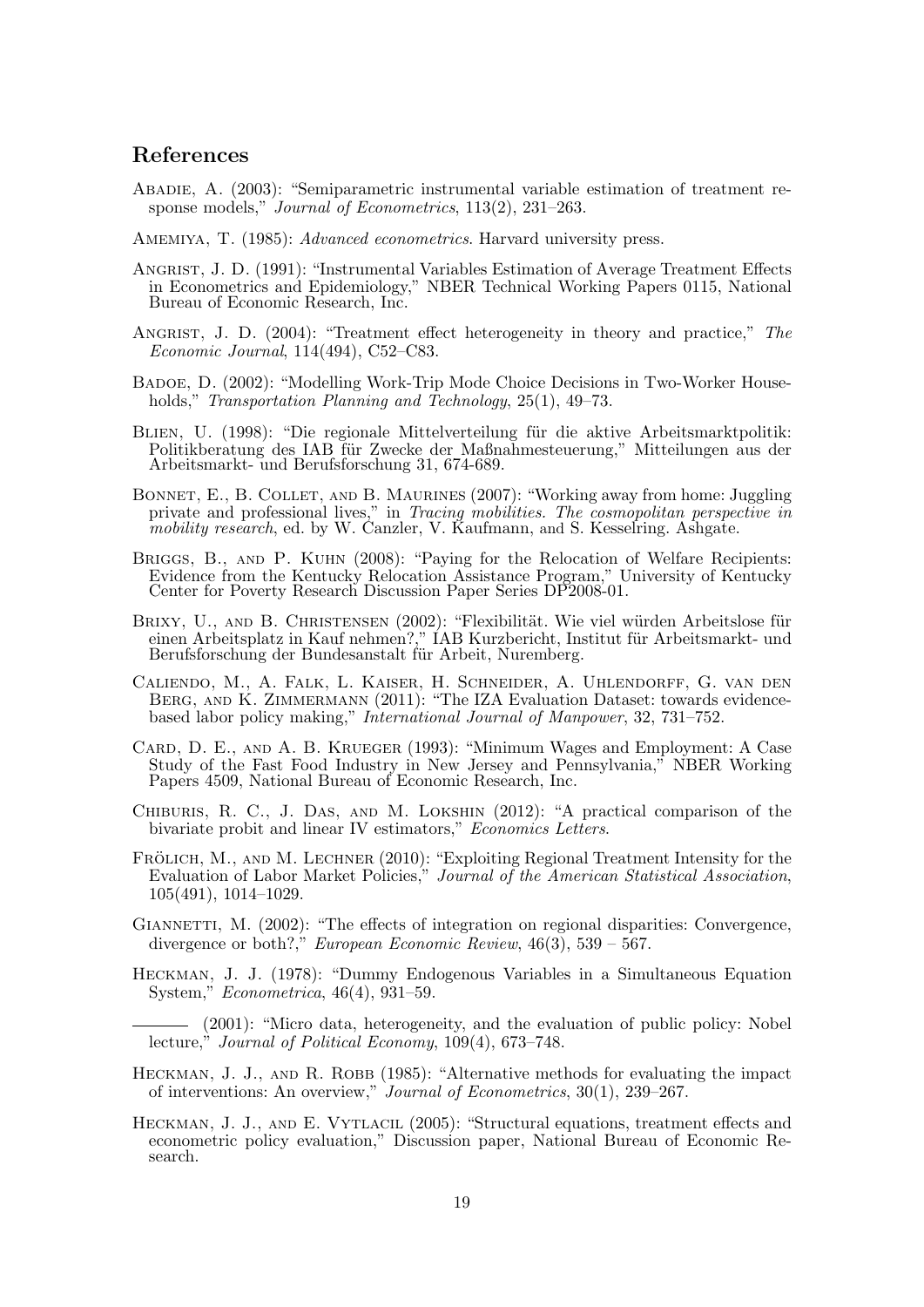## References

Abadie, A. (2003): "Semiparametric instrumental variable estimation of treatment response models," *Journal of Econometrics*, 113(2), 231–263.

Amemiya, T. (1985): *Advanced econometrics*. Harvard university press.

Angrist, J. D. (1991): "Instrumental Variables Estimation of Average Treatment Effects in Econometrics and Epidemiology," NBER Technical Working Papers 0115, National Bureau of Economic Research, Inc.

Angrist, J. D. (2004): "Treatment effect heterogeneity in theory and practice," *The Economic Journal*, 114(494), C52–C83.

Badoe, D. (2002): "Modelling Work-Trip Mode Choice Decisions in Two-Worker Households," *Transportation Planning and Technology*, 25(1), 49–73.

Blien, U. (1998): "Die regionale Mittelverteilung für die aktive Arbeitsmarktpolitik: Politikberatung des IAB für Zwecke der Maßnahmesteuerung," Mitteilungen aus der Arbeitsmarkt- und Berufsforschung 31, 674-689.

Bonnet, E., B. Collet, and B. Maurines (2007): "Working away from home: Juggling private and professional lives," in *Tracing mobilities. The cosmopolitan perspective in mobility research*, ed. by W. Canzler, V. Kaufmann, and S. Kesselring. Ashgate.

Briggs, B., and P. Kuhn (2008): "Paying for the Relocation of Welfare Recipients: Evidence from the Kentucky Relocation Assistance Program," University of Kentucky Center for Poverty Research Discussion Paper Series DP2008-01.

Brixy, U., and B. Christensen (2002): "Flexibilität. Wie viel würden Arbeitslose für einen Arbeitsplatz in Kauf nehmen?," IAB Kurzbericht, Institut für Arbeitsmarkt- und Berufsforschung der Bundesanstalt für Arbeit, Nuremberg.

Caliendo, M., A. Falk, L. Kaiser, H. Schneider, A. Uhlendorff, G. van den Berg, and K. Zimmermann (2011): "The IZA Evaluation Dataset: towards evidence-based labor policy making," *International Journal of Manpower*, 32, 731–752.

Card, D. E., and A. B. Krueger (1993): "Minimum Wages and Employment: A Case Study of the Fast Food Industry in New Jersey and Pennsylvania," NBER Working Papers 4509, National Bureau of Economic Research, Inc.

Chiburis, R. C., J. Das, and M. Lokshin (2012): "A practical comparison of the bivariate probit and linear IV estimators," *Economics Letters*.

Frölich, M., and M. Lechner (2010): "Exploiting Regional Treatment Intensity for the Evaluation of Labor Market Policies," *Journal of the American Statistical Association*, 105(491), 1014–1029.

Giannetti, M. (2002): "The effects of integration on regional disparities: Convergence, divergence or both?," *European Economic Review*, 46(3), 539 – 567.

Heckman, J. J. (1978): "Dummy Endogenous Variables in a Simultaneous Equation System," *Econometrica*, 46(4), 931–59.

——— (2001): "Micro data, heterogeneity, and the evaluation of public policy: Nobel lecture," *Journal of Political Economy*, 109(4), 673–748.

Heckman, J. J., and R. Robb (1985): "Alternative methods for evaluating the impact of interventions: An overview," *Journal of Econometrics*, 30(1), 239–267.

Heckman, J. J., and E. Vytlacil (2005): "Structural equations, treatment effects and econometric policy evaluation," Discussion paper, National Bureau of Economic Research.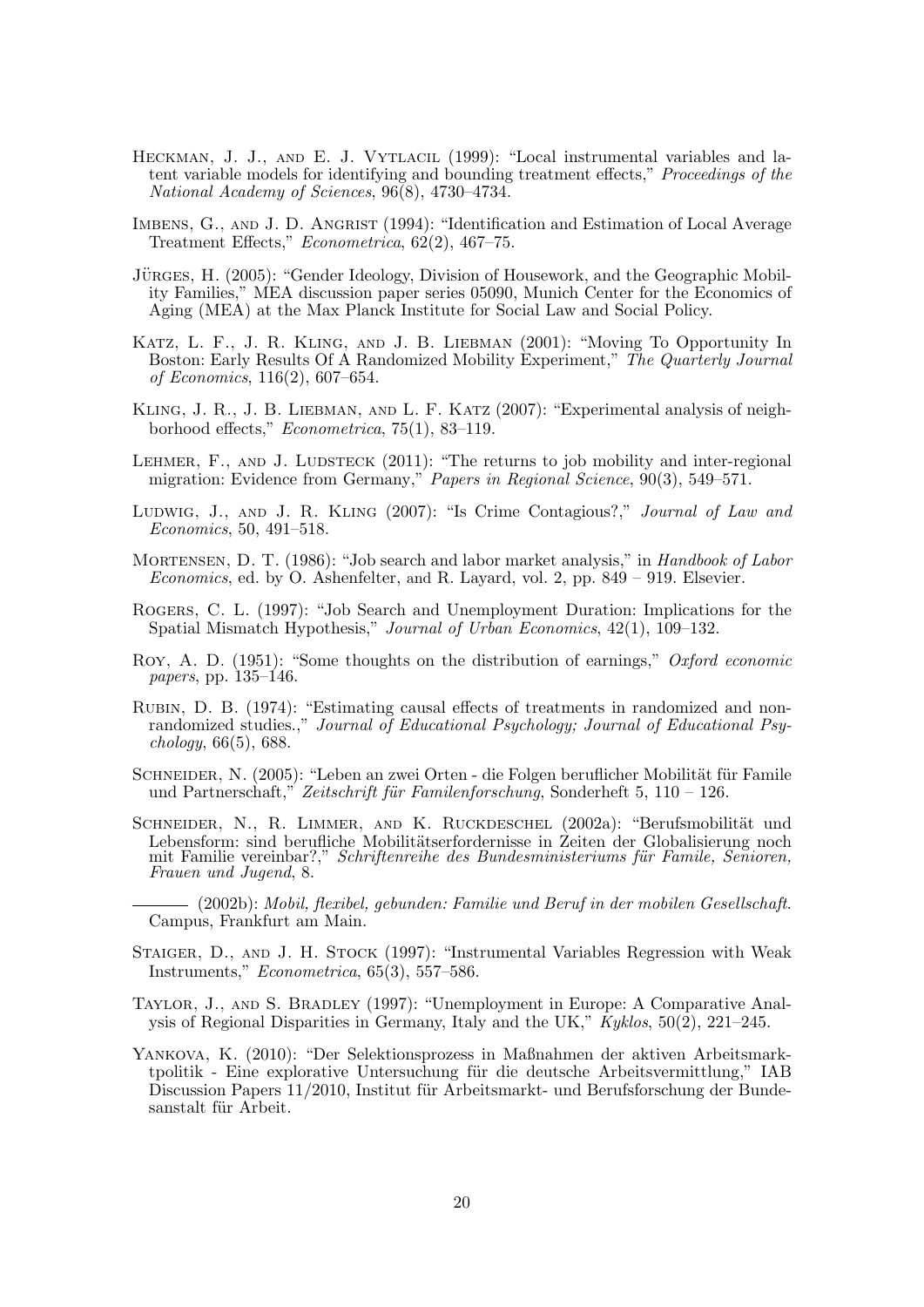Heckman, J. J., and E. J. Vytlacil (1999): "Local instrumental variables and latent variable models for identifying and bounding treatment effects," *Proceedings of the National Academy of Sciences*, 96(8), 4730–4734.

Imbens, G., and J. D. Angrist (1994): "Identification and Estimation of Local Average Treatment Effects," *Econometrica*, 62(2), 467–75.

Jürges, H. (2005): "Gender Ideology, Division of Housework, and the Geographic Mobility Families," MEA discussion paper series 05090, Munich Center for the Economics of Aging (MEA) at the Max Planck Institute for Social Law and Social Policy.

Katz, L. F., J. R. Kling, and J. B. Liebman (2001): "Moving To Opportunity In Boston: Early Results Of A Randomized Mobility Experiment," *The Quarterly Journal of Economics*, 116(2), 607–654.

Kling, J. R., J. B. Liebman, and L. F. Katz (2007): "Experimental analysis of neighborhood effects," *Econometrica*, 75(1), 83–119.

Lehmer, F., and J. Ludsteck (2011): "The returns to job mobility and inter-regional migration: Evidence from Germany," *Papers in Regional Science*, 90(3), 549–571.

Ludwig, J., and J. R. Kling (2007): "Is Crime Contagious?," *Journal of Law and Economics*, 50, 491–518.

Mortensen, D. T. (1986): "Job search and labor market analysis," in *Handbook of Labor Economics*, ed. by O. Ashenfelter, and R. Layard, vol. 2, pp. 849 – 919. Elsevier.

Rogers, C. L. (1997): "Job Search and Unemployment Duration: Implications for the Spatial Mismatch Hypothesis," *Journal of Urban Economics*, 42(1), 109–132.

Roy, A. D. (1951): "Some thoughts on the distribution of earnings," *Oxford economic papers*, pp. 135–146.

Rubin, D. B. (1974): "Estimating causal effects of treatments in randomized and nonrandomized studies.," *Journal of Educational Psychology; Journal of Educational Psychology*, 66(5), 688.

Schneider, N. (2005): "Leben an zwei Orten - die Folgen beruflicher Mobilität für Famile und Partnerschaft," *Zeitschrift für Familenforschung*, Sonderheft 5, 110 – 126.

Schneider, N., R. Limmer, and K. Ruckdeschel (2002a): "Berufsmobilität und Lebensform: sind berufliche Mobilitätserfordernisse in Zeiten der Globalisierung noch mit Familie vereinbar?," *Schriftenreihe des Bundesministeriums für Famile, Senioren, Frauen und Jugend*, 8.

——— (2002b): *Mobil, flexibel, gebunden: Familie und Beruf in der mobilen Gesellschaft*. Campus, Frankfurt am Main.

Staiger, D., and J. H. Stock (1997): "Instrumental Variables Regression with Weak Instruments," *Econometrica*, 65(3), 557–586.

Taylor, J., and S. Bradley (1997): "Unemployment in Europe: A Comparative Analysis of Regional Disparities in Germany, Italy and the UK," *Kyklos*, 50(2), 221–245.

Yankova, K. (2010): "Der Selektionsprozess in Maßnahmen der aktiven Arbeitsmarktpolitik - Eine explorative Untersuchung für die deutsche Arbeitsvermittlung," IAB Discussion Papers 11/2010, Institut für Arbeitsmarkt- und Berufsforschung der Bundesanstalt für Arbeit.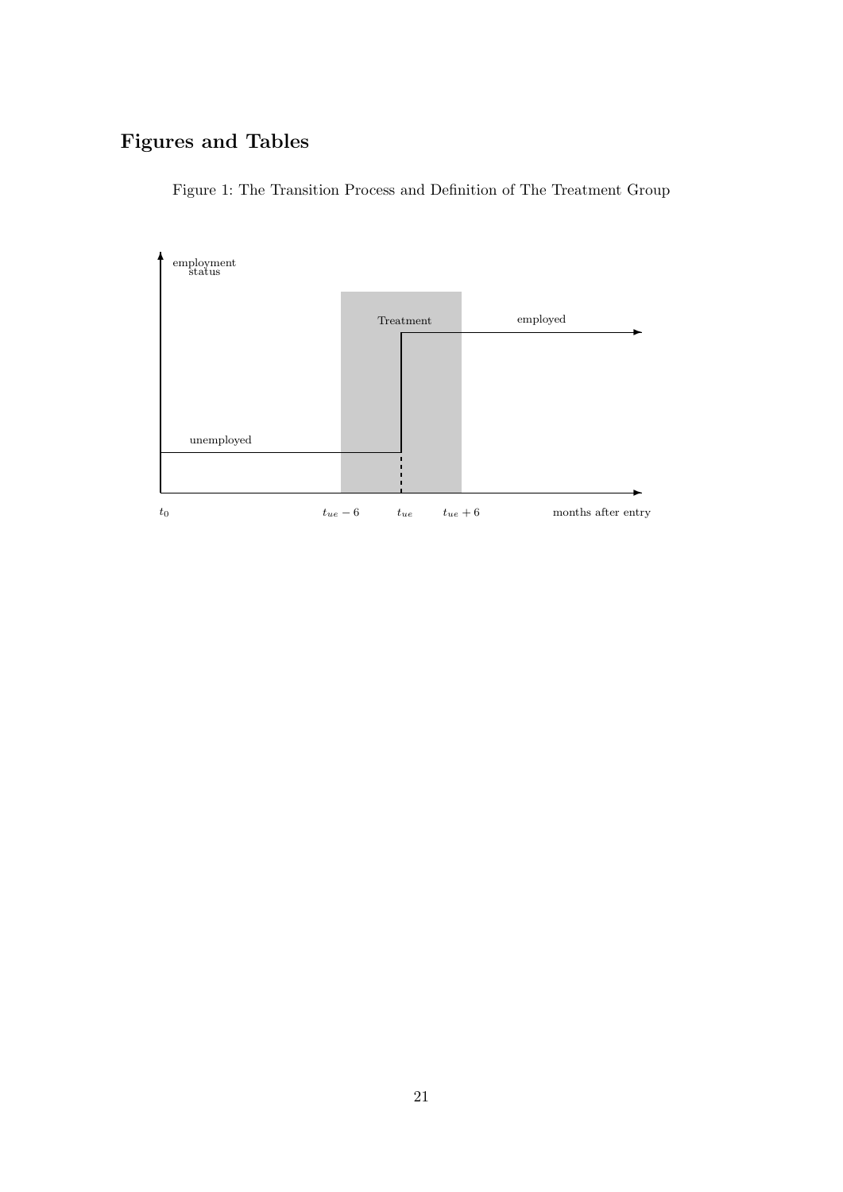# Figures and Tables

Figure 1: The Transition Process and Definition of The Treatment Group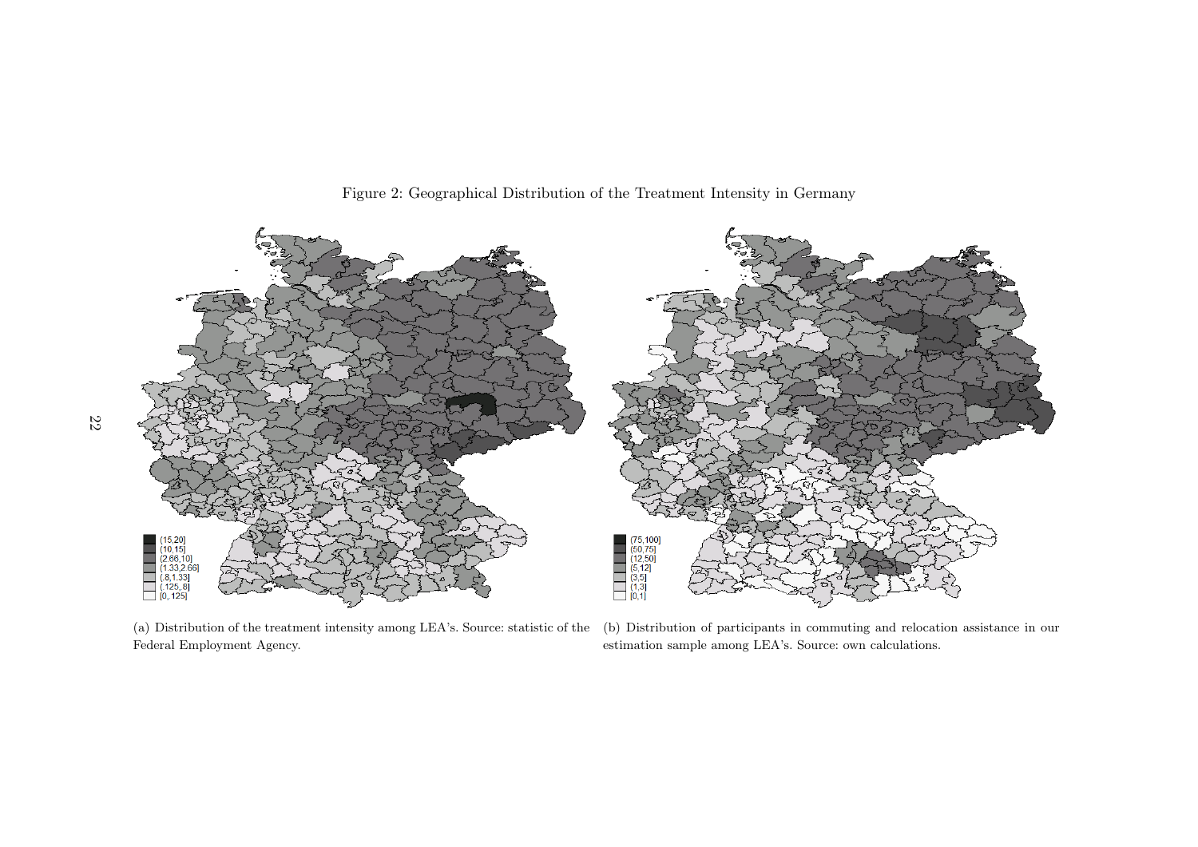Figure 2: Geographical Distribution of the Treatment Intensity in Germany

(a) Distribution of the treatment intensity among LEA's. Source: statistic of the Federal Employment Agency.

(b) Distribution of participants in commuting and relocation assistance in our estimation sample among LEA's. Source: own calculations.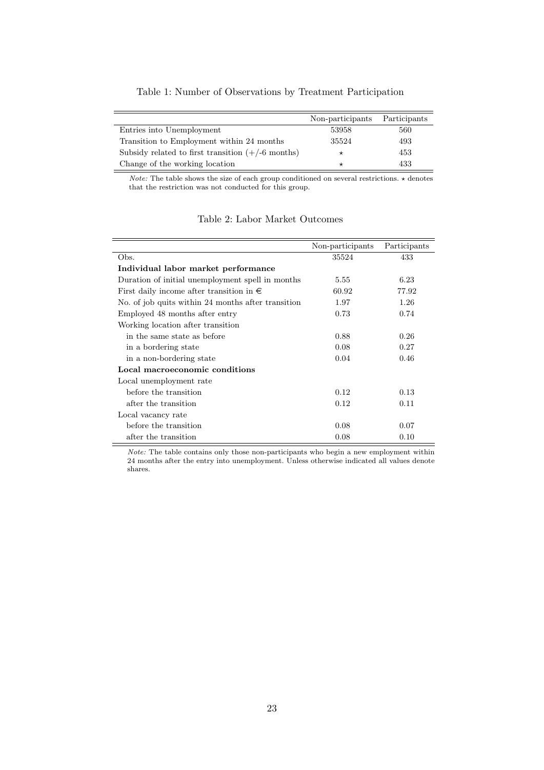Table 1: Number of Observations by Treatment Participation

| | Non-participants | Participants |
|---|---|---|
| Entries into Unemployment | 53958 | 560 |
| Transition to Employment within 24 months | 35524 | 493 |
| Subsidy related to first transition (+/-6 months) | $\star$ | 453 |
| Change of the working location | $\star$ | 433 |

*Note:* The table shows the size of each group conditioned on several restrictions. $\star$ denotes that the restriction was not conducted for this group.

Table 2: Labor Market Outcomes

| | Non-participants | Participants |
|---|---|---|
| Obs. | 35524 | 433 |
| **Individual labor market performance** | | |
| Duration of initial unemployment spell in months | 5.55 | 6.23 |
| First daily income after transition in € | 60.92 | 77.92 |
| No. of job quits within 24 months after transition | 1.97 | 1.26 |
| Employed 48 months after entry | 0.73 | 0.74 |
| Working location after transition | | |
| in the same state as before | 0.88 | 0.26 |
| in a bordering state | 0.08 | 0.27 |
| in a non-bordering state | 0.04 | 0.46 |
| **Local macroeconomic conditions** | | |
| Local unemployment rate | | |
| before the transition | 0.12 | 0.13 |
| after the transition | 0.12 | 0.11 |
| Local vacancy rate | | |
| before the transition | 0.08 | 0.07 |
| after the transition | 0.08 | 0.10 |

*Note:* The table contains only those non-participants who begin a new employment within 24 months after the entry into unemployment. Unless otherwise indicated all values denote shares.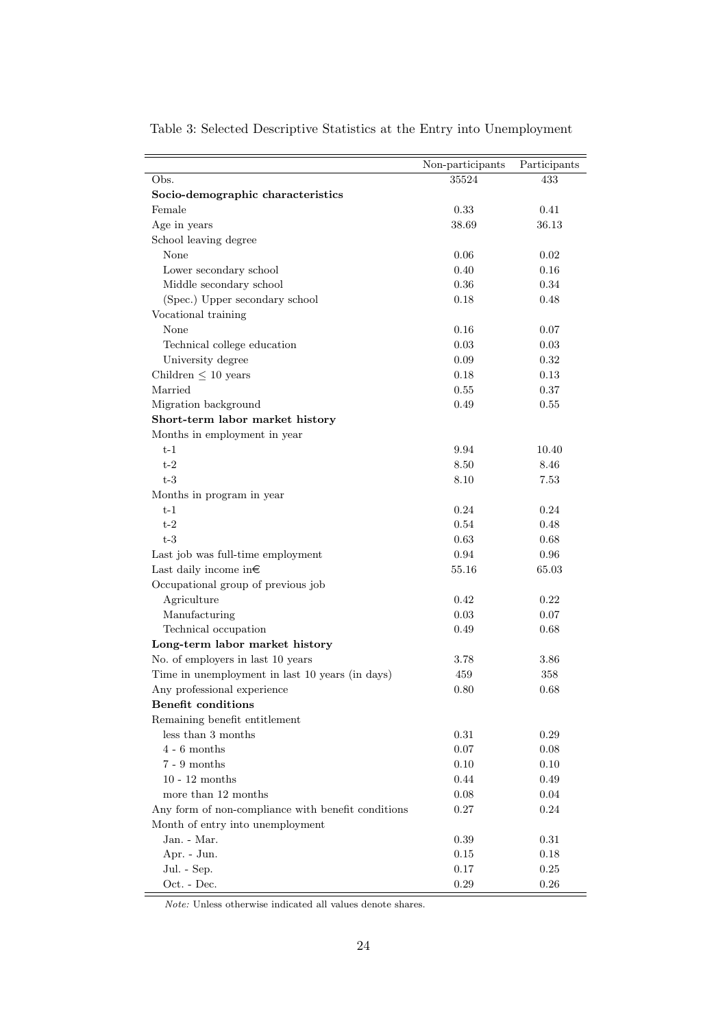Table 3: Selected Descriptive Statistics at the Entry into Unemployment

| | Non-participants | Participants |
|---|---|---|
| Obs. | 35524 | 433 |
| **Socio-demographic characteristics** | | |
| Female | 0.33 | 0.41 |
| Age in years | 38.69 | 36.13 |
| School leaving degree | | |
| None | 0.06 | 0.02 |
| Lower secondary school | 0.40 | 0.16 |
| Middle secondary school | 0.36 | 0.34 |
| (Spec.) Upper secondary school | 0.18 | 0.48 |
| Vocational training | | |
| None | 0.16 | 0.07 |
| Technical college education | 0.03 | 0.03 |
| University degree | 0.09 | 0.32 |
| Children $\leq$ 10 years | 0.18 | 0.13 |
| Married | 0.55 | 0.37 |
| Migration background | 0.49 | 0.55 |
| **Short-term labor market history** | | |
| Months in employment in year | | |
| t-1 | 9.94 | 10.40 |
| t-2 | 8.50 | 8.46 |
| t-3 | 8.10 | 7.53 |
| Months in program in year | | |
| t-1 | 0.24 | 0.24 |
| t-2 | 0.54 | 0.48 |
| t-3 | 0.63 | 0.68 |
| Last job was full-time employment | 0.94 | 0.96 |
| Last daily income in€ | 55.16 | 65.03 |
| Occupational group of previous job | | |
| Agriculture | 0.42 | 0.22 |
| Manufacturing | 0.03 | 0.07 |
| Technical occupation | 0.49 | 0.68 |
| **Long-term labor market history** | | |
| No. of employers in last 10 years | 3.78 | 3.86 |
| Time in unemployment in last 10 years (in days) | 459 | 358 |
| Any professional experience | 0.80 | 0.68 |
| **Benefit conditions** | | |
| Remaining benefit entitlement | | |
| less than 3 months | 0.31 | 0.29 |
| 4 - 6 months | 0.07 | 0.08 |
| 7 - 9 months | 0.10 | 0.10 |
| 10 - 12 months | 0.44 | 0.49 |
| more than 12 months | 0.08 | 0.04 |
| Any form of non-compliance with benefit conditions | 0.27 | 0.24 |
| Month of entry into unemployment | | |
| Jan. - Mar. | 0.39 | 0.31 |
| Apr. - Jun. | 0.15 | 0.18 |
| Jul. - Sep. | 0.17 | 0.25 |
| Oct. - Dec. | 0.29 | 0.26 |

*Note:* Unless otherwise indicated all values denote shares.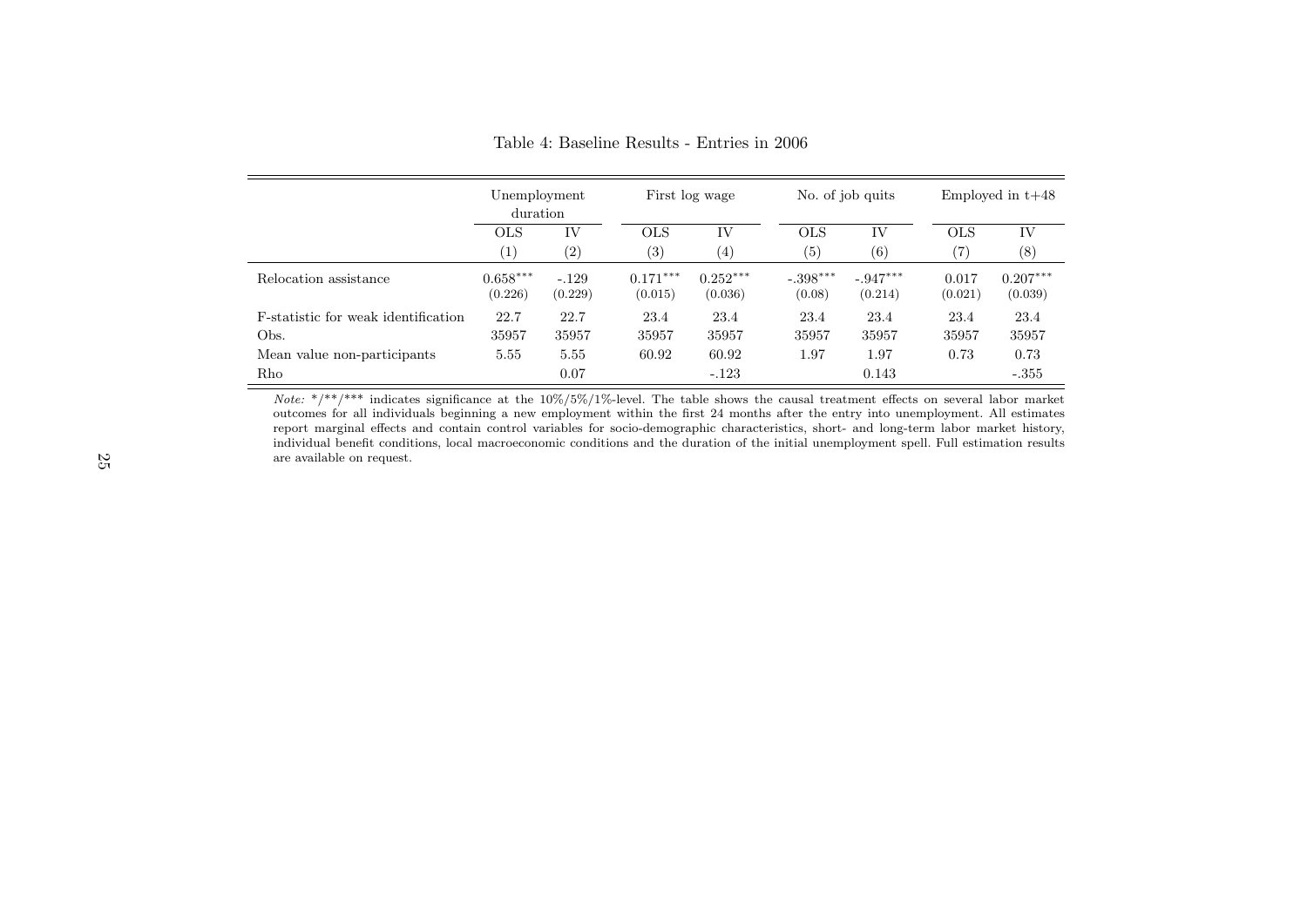Table 4: Baseline Results - Entries in 2006

| | Unemployment duration | | First log wage | | No. of job quits | | Employed in t+48 | |
|---|---|---|---|---|---|---|---|---|
| | OLS | IV | OLS | IV | OLS | IV | OLS | IV |
| | (1) | (2) | (3) | (4) | (5) | (6) | (7) | (8) |
| Relocation assistance | 0.658*** | -.129 | 0.171*** | 0.252*** | -.398*** | -.947*** | 0.017 | 0.207*** |
| | (0.226) | (0.229) | (0.015) | (0.036) | (0.08) | (0.214) | (0.021) | (0.039) |
| F-statistic for weak identification | 22.7 | 22.7 | 23.4 | 23.4 | 23.4 | 23.4 | 23.4 | 23.4 |
| Obs. | 35957 | 35957 | 35957 | 35957 | 35957 | 35957 | 35957 | 35957 |
| Mean value non-participants | 5.55 | 5.55 | 60.92 | 60.92 | 1.97 | 1.97 | 0.73 | 0.73 |
| Rho | | 0.07 | | -.123 | | 0.143 | | -.355 |

*Note:* */**/*** indicates significance at the 10%/5%/1%-level. The table shows the causal treatment effects on several labor market outcomes for all individuals beginning a new employment within the first 24 months after the entry into unemployment. All estimates report marginal effects and contain control variables for socio-demographic characteristics, short- and long-term labor market history, individual benefit conditions, local macroeconomic conditions and the duration of the initial unemployment spell. Full estimation results are available on request.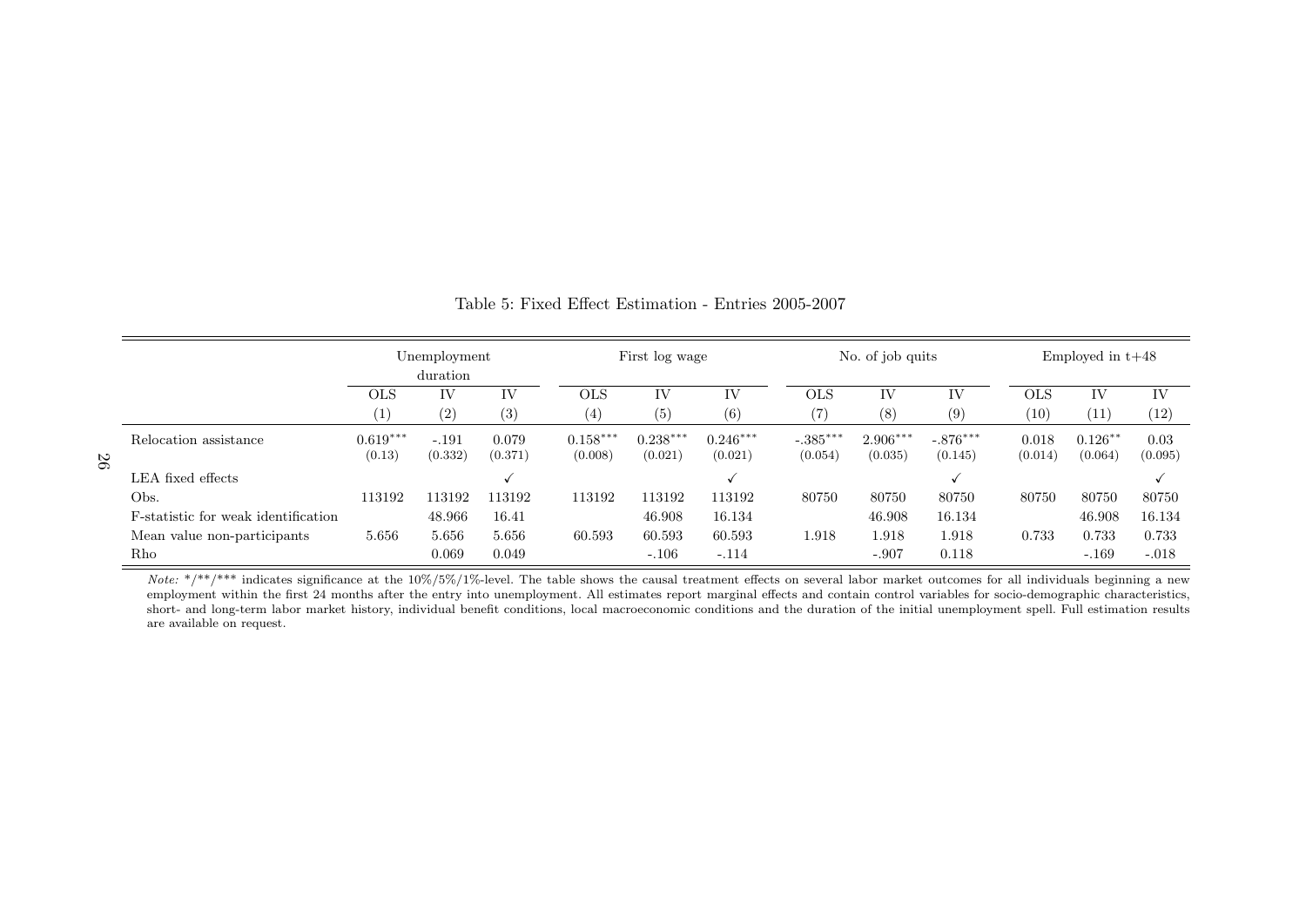Table 5: Fixed Effect Estimation - Entries 2005-2007

| | Unemployment duration | | | First log wage | | | No. of job quits | | | Employed in t+48 | | |
|---|---|---|---|---|---|---|---|---|---|---|---|---|
| | OLS | IV | IV | OLS | IV | IV | OLS | IV | IV | OLS | IV | IV |
| | (1) | (2) | (3) | (4) | (5) | (6) | (7) | (8) | (9) | (10) | (11) | (12) |
| Relocation assistance | 0.619*** | -.191 | 0.079 | 0.158*** | 0.238*** | 0.246*** | -.385*** | 2.906*** | -.876*** | 0.018 | 0.126** | 0.03 |
| | (0.13) | (0.332) | (0.371) | (0.008) | (0.021) | (0.021) | (0.054) | (0.035) | (0.145) | (0.014) | (0.064) | (0.095) |
| LEA fixed effects | | | ✓ | | | ✓ | | | ✓ | | | ✓ |
| Obs. | 113192 | 113192 | 113192 | 113192 | 113192 | 113192 | 80750 | 80750 | 80750 | 80750 | 80750 | 80750 |
| F-statistic for weak identification | | 48.966 | 16.41 | | 46.908 | 16.134 | | 46.908 | 16.134 | | 46.908 | 16.134 |
| Mean value non-participants | 5.656 | 5.656 | 5.656 | 60.593 | 60.593 | 60.593 | 1.918 | 1.918 | 1.918 | 0.733 | 0.733 | 0.733 |
| Rho | | 0.069 | 0.049 | | -.106 | -.114 | | -.907 | 0.118 | | -.169 | -.018 |

*Note:* */**/*** indicates significance at the 10%/5%/1%-level. The table shows the causal treatment effects on several labor market outcomes for all individuals beginning a new employment within the first 24 months after the entry into unemployment. All estimates report marginal effects and contain control variables for socio-demographic characteristics, short- and long-term labor market history, individual benefit conditions, local macroeconomic conditions and the duration of the initial unemployment spell. Full estimation results are available on request.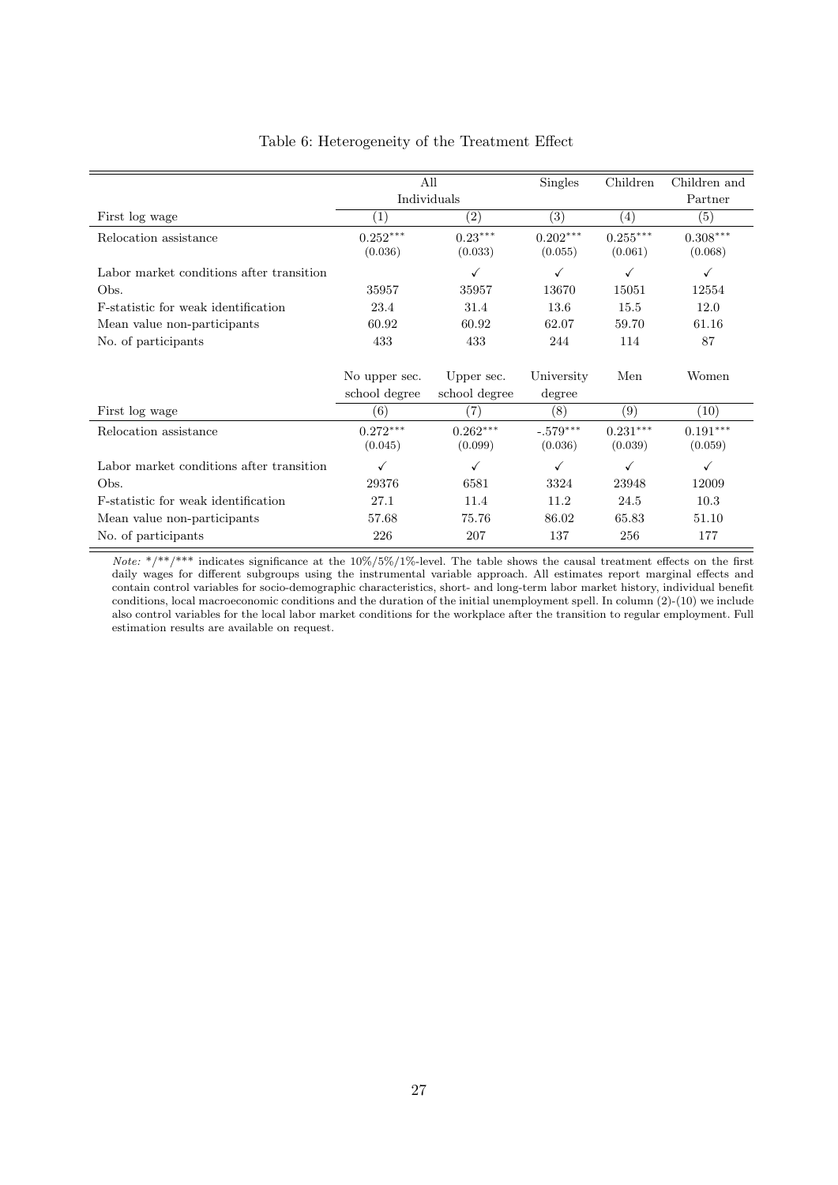Table 6: Heterogeneity of the Treatment Effect

| | All Individuals | | Singles | Children | Children and Partner |
|---|---|---|---|---|---|
| First log wage | (1) | (2) | (3) | (4) | (5) |
| Relocation assistance | 0.252*** | 0.23*** | 0.202*** | 0.255*** | 0.308*** |
| | (0.036) | (0.033) | (0.055) | (0.061) | (0.068) |
| Labor market conditions after transition | | ✓ | ✓ | ✓ | ✓ |
| Obs. | 35957 | 35957 | 13670 | 15051 | 12554 |
| F-statistic for weak identification | 23.4 | 31.4 | 13.6 | 15.5 | 12.0 |
| Mean value non-participants | 60.92 | 60.92 | 62.07 | 59.70 | 61.16 |
| No. of participants | 433 | 433 | 244 | 114 | 87 |
| | No upper sec. school degree | Upper sec. school degree | University degree | Men | Women |
| First log wage | (6) | (7) | (8) | (9) | (10) |
| Relocation assistance | 0.272*** | 0.262*** | -.579*** | 0.231*** | 0.191*** |
| | (0.045) | (0.099) | (0.036) | (0.039) | (0.059) |
| Labor market conditions after transition | ✓ | ✓ | ✓ | ✓ | ✓ |
| Obs. | 29376 | 6581 | 3324 | 23948 | 12009 |
| F-statistic for weak identification | 27.1 | 11.4 | 11.2 | 24.5 | 10.3 |
| Mean value non-participants | 57.68 | 75.76 | 86.02 | 65.83 | 51.10 |
| No. of participants | 226 | 207 | 137 | 256 | 177 |

*Note:* */**/*** indicates significance at the 10%/5%/1%-level. The table shows the causal treatment effects on the first daily wages for different subgroups using the instrumental variable approach. All estimates report marginal effects and contain control variables for socio-demographic characteristics, short- and long-term labor market history, individual benefit conditions, local macroeconomic conditions and the duration of the initial unemployment spell. In column (2)-(10) we include also control variables for the local labor market conditions for the workplace after the transition to regular employment. Full estimation results are available on request.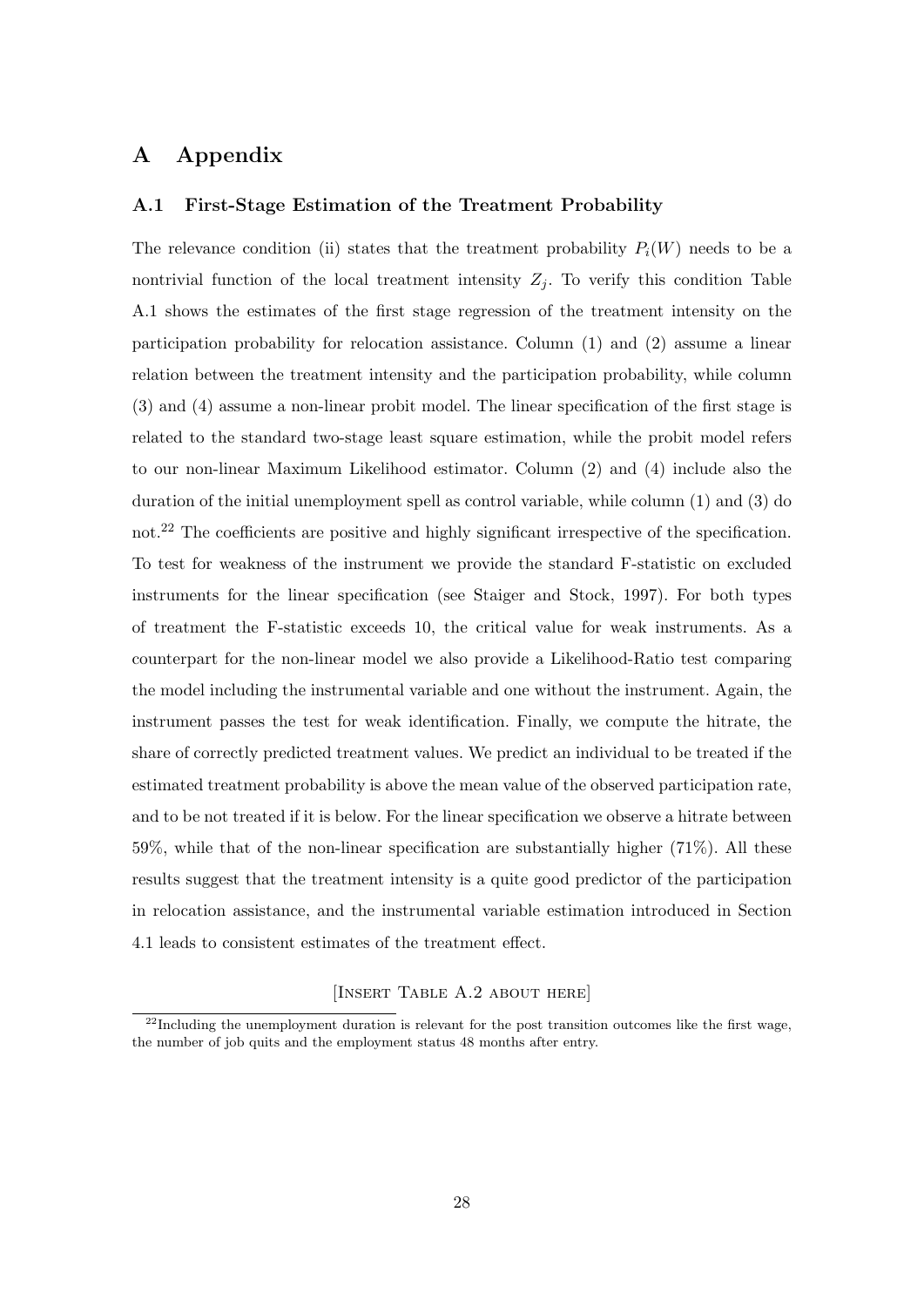# A Appendix

## A.1 First-Stage Estimation of the Treatment Probability

The relevance condition (ii) states that the treatment probability $P_i(W)$ needs to be a nontrivial function of the local treatment intensity $Z_j$. To verify this condition Table A.1 shows the estimates of the first stage regression of the treatment intensity on the participation probability for relocation assistance. Column (1) and (2) assume a linear relation between the treatment intensity and the participation probability, while column (3) and (4) assume a non-linear probit model. The linear specification of the first stage is related to the standard two-stage least square estimation, while the probit model refers to our non-linear Maximum Likelihood estimator. Column (2) and (4) include also the duration of the initial unemployment spell as control variable, while column (1) and (3) do not.[22] The coefficients are positive and highly significant irrespective of the specification. To test for weakness of the instrument we provide the standard F-statistic on excluded instruments for the linear specification (see Staiger and Stock, 1997). For both types of treatment the F-statistic exceeds 10, the critical value for weak instruments. As a counterpart for the non-linear model we also provide a Likelihood-Ratio test comparing the model including the instrumental variable and one without the instrument. Again, the instrument passes the test for weak identification. Finally, we compute the hitrate, the share of correctly predicted treatment values. We predict an individual to be treated if the estimated treatment probability is above the mean value of the observed participation rate, and to be not treated if it is below. For the linear specification we observe a hitrate between 59%, while that of the non-linear specification are substantially higher (71%). All these results suggest that the treatment intensity is a quite good predictor of the participation in relocation assistance, and the instrumental variable estimation introduced in Section 4.1 leads to consistent estimates of the treatment effect.

[Insert Table A.2 about here]

[22] Including the unemployment duration is relevant for the post transition outcomes like the first wage, the number of job quits and the employment status 48 months after entry.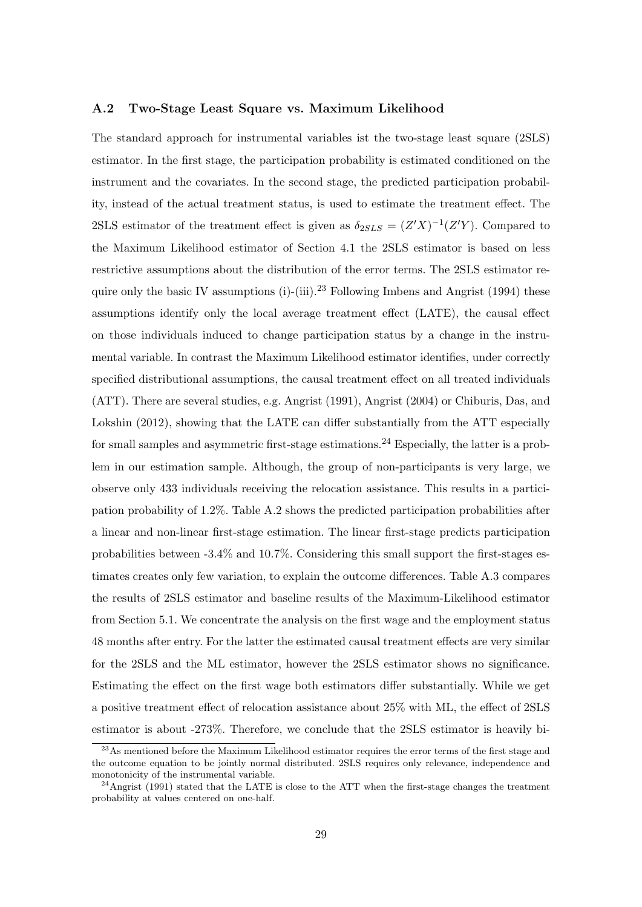### A.2 Two-Stage Least Square vs. Maximum Likelihood

The standard approach for instrumental variables ist the two-stage least square (2SLS) estimator. In the first stage, the participation probability is estimated conditioned on the instrument and the covariates. In the second stage, the predicted participation probability, instead of the actual treatment status, is used to estimate the treatment effect. The 2SLS estimator of the treatment effect is given as $\delta_{2SLS} = (Z'X)^{-1}(Z'Y)$. Compared to the Maximum Likelihood estimator of Section 4.1 the 2SLS estimator is based on less restrictive assumptions about the distribution of the error terms. The 2SLS estimator require only the basic IV assumptions (i)-(iii).[23] Following Imbens and Angrist (1994) these assumptions identify only the local average treatment effect (LATE), the causal effect on those individuals induced to change participation status by a change in the instrumental variable. In contrast the Maximum Likelihood estimator identifies, under correctly specified distributional assumptions, the causal treatment effect on all treated individuals (ATT). There are several studies, e.g. Angrist (1991), Angrist (2004) or Chiburis, Das, and Lokshin (2012), showing that the LATE can differ substantially from the ATT especially for small samples and asymmetric first-stage estimations.[24] Especially, the latter is a problem in our estimation sample. Although, the group of non-participants is very large, we observe only 433 individuals receiving the relocation assistance. This results in a participation probability of 1.2%. Table A.2 shows the predicted participation probabilities after a linear and non-linear first-stage estimation. The linear first-stage predicts participation probabilities between -3.4% and 10.7%. Considering this small support the first-stages estimates creates only few variation, to explain the outcome differences. Table A.3 compares the results of 2SLS estimator and baseline results of the Maximum-Likelihood estimator from Section 5.1. We concentrate the analysis on the first wage and the employment status 48 months after entry. For the latter the estimated causal treatment effects are very similar for the 2SLS and the ML estimator, however the 2SLS estimator shows no significance. Estimating the effect on the first wage both estimators differ substantially. While we get a positive treatment effect of relocation assistance about 25% with ML, the effect of 2SLS estimator is about -273%. Therefore, we conclude that the 2SLS estimator is heavily bi-

[23] As mentioned before the Maximum Likelihood estimator requires the error terms of the first stage and the outcome equation to be jointly normal distributed. 2SLS requires only relevance, independence and monotonicity of the instrumental variable.

[24] Angrist (1991) stated that the LATE is close to the ATT when the first-stage changes the treatment probability at values centered on one-half.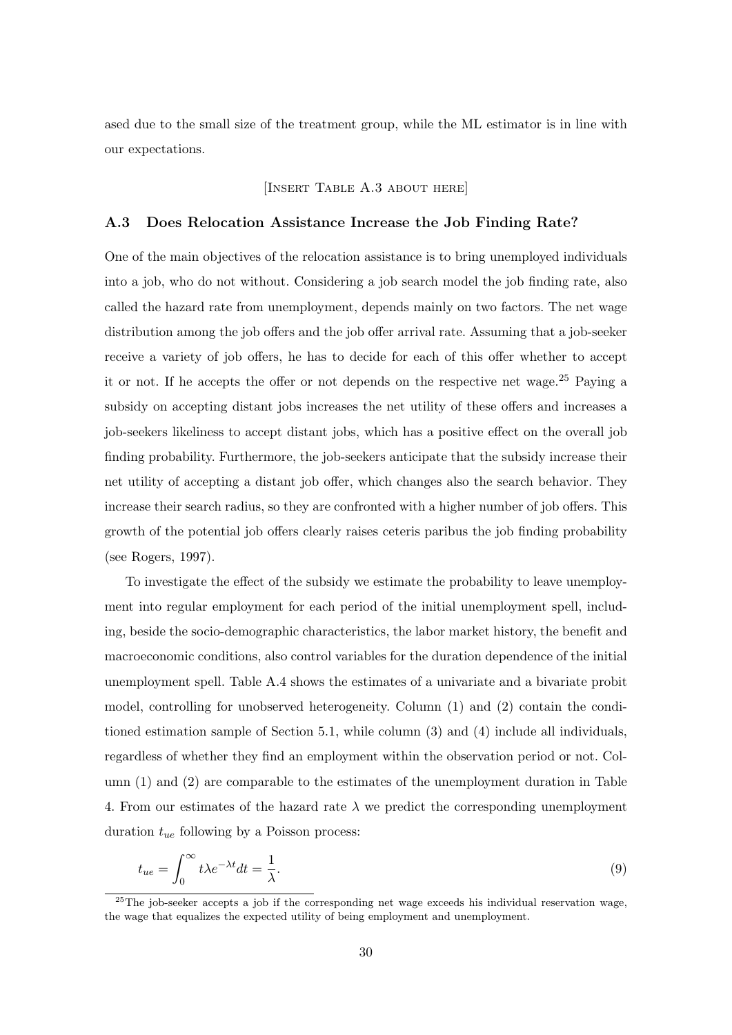ased due to the small size of the treatment group, while the ML estimator is in line with our expectations.

[Insert Table A.3 about here]

### A.3 Does Relocation Assistance Increase the Job Finding Rate?

One of the main objectives of the relocation assistance is to bring unemployed individuals into a job, who do not without. Considering a job search model the job finding rate, also called the hazard rate from unemployment, depends mainly on two factors. The net wage distribution among the job offers and the job offer arrival rate. Assuming that a job-seeker receive a variety of job offers, he has to decide for each of this offer whether to accept it or not. If he accepts the offer or not depends on the respective net wage.[25] Paying a subsidy on accepting distant jobs increases the net utility of these offers and increases a job-seekers likeliness to accept distant jobs, which has a positive effect on the overall job finding probability. Furthermore, the job-seekers anticipate that the subsidy increase their net utility of accepting a distant job offer, which changes also the search behavior. They increase their search radius, so they are confronted with a higher number of job offers. This growth of the potential job offers clearly raises ceteris paribus the job finding probability (see Rogers, 1997).

To investigate the effect of the subsidy we estimate the probability to leave unemployment into regular employment for each period of the initial unemployment spell, including, beside the socio-demographic characteristics, the labor market history, the benefit and macroeconomic conditions, also control variables for the duration dependence of the initial unemployment spell. Table A.4 shows the estimates of a univariate and a bivariate probit model, controlling for unobserved heterogeneity. Column (1) and (2) contain the conditioned estimation sample of Section 5.1, while column (3) and (4) include all individuals, regardless of whether they find an employment within the observation period or not. Column (1) and (2) are comparable to the estimates of the unemployment duration in Table 4. From our estimates of the hazard rate $\lambda$ we predict the corresponding unemployment duration $t_{ue}$ following by a Poisson process:

$$t_{ue} = \int_0^\infty t\lambda e^{-\lambda t} dt = \frac{1}{\lambda}. \tag{9}$$

[25] The job-seeker accepts a job if the corresponding net wage exceeds his individual reservation wage, the wage that equalizes the expected utility of being employment and unemployment.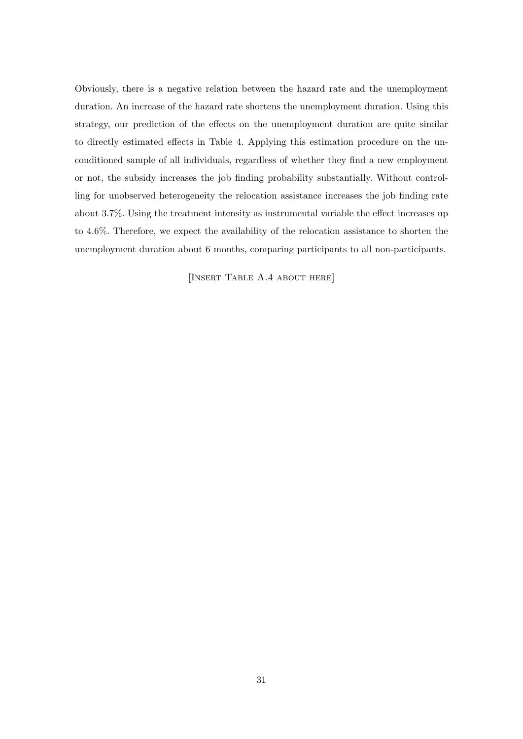Obviously, there is a negative relation between the hazard rate and the unemployment duration. An increase of the hazard rate shortens the unemployment duration. Using this strategy, our prediction of the effects on the unemployment duration are quite similar to directly estimated effects in Table 4. Applying this estimation procedure on the unconditioned sample of all individuals, regardless of whether they find a new employment or not, the subsidy increases the job finding probability substantially. Without controlling for unobserved heterogeneity the relocation assistance increases the job finding rate about 3.7%. Using the treatment intensity as instrumental variable the effect increases up to 4.6%. Therefore, we expect the availability of the relocation assistance to shorten the unemployment duration about 6 months, comparing participants to all non-participants.

[Insert Table A.4 about here]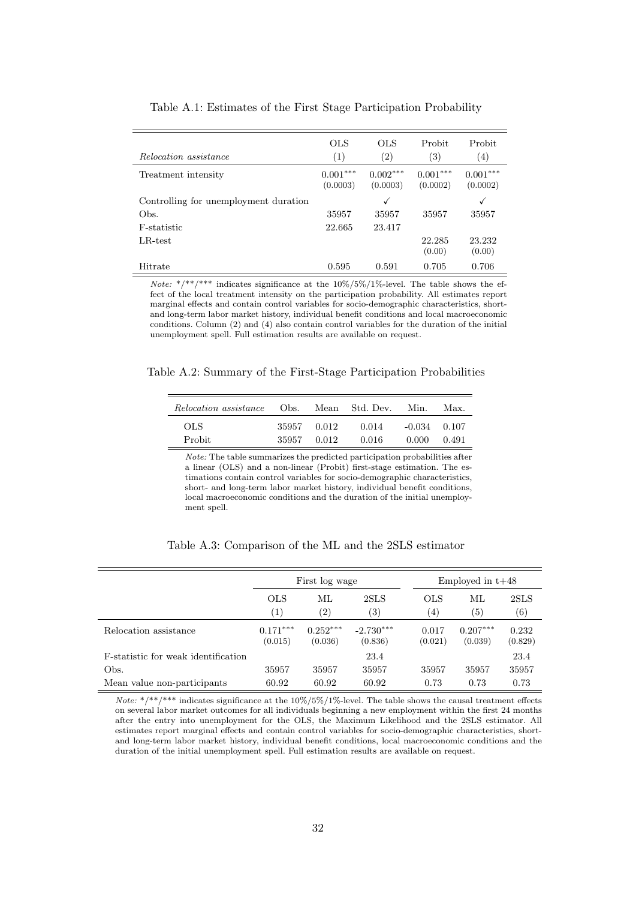Table A.1: Estimates of the First Stage Participation Probability

| *Relocation assistance* | OLS (1) | OLS (2) | Probit (3) | Probit (4) |
|---|---|---|---|---|
| Treatment intensity | 0.001*** (0.0003) | 0.002*** (0.0003) | 0.001*** (0.0002) | 0.001*** (0.0002) |
| Controlling for unemployment duration | | ✓ | | ✓ |
| Obs. | 35957 | 35957 | 35957 | 35957 |
| F-statistic | 22.665 | 23.417 | | |
| LR-test | | | 22.285 (0.00) | 23.232 (0.00) |
| Hitrate | 0.595 | 0.591 | 0.705 | 0.706 |

*Note:* */**/*** indicates significance at the 10%/5%/1%-level. The table shows the effect of the local treatment intensity on the participation probability. All estimates report marginal effects and contain control variables for socio-demographic characteristics, short- and long-term labor market history, individual benefit conditions and local macroeconomic conditions. Column (2) and (4) also contain control variables for the duration of the initial unemployment spell. Full estimation results are available on request.

Table A.2: Summary of the First-Stage Participation Probabilities

| *Relocation assistance* | Obs. | Mean | Std. Dev. | Min. | Max. |
|---|---|---|---|---|---|
| OLS | 35957 | 0.012 | 0.014 | -0.034 | 0.107 |
| Probit | 35957 | 0.012 | 0.016 | 0.000 | 0.491 |

*Note:* The table summarizes the predicted participation probabilities after a linear (OLS) and a non-linear (Probit) first-stage estimation. The estimations contain control variables for socio-demographic characteristics, short- and long-term labor market history, individual benefit conditions, local macroeconomic conditions and the duration of the initial unemployment spell.

Table A.3: Comparison of the ML and the 2SLS estimator

| | First log wage | | | Employed in t+48 | | |
|---|---|---|---|---|---|---|
| | OLS (1) | ML (2) | 2SLS (3) | OLS (4) | ML (5) | 2SLS (6) |
| Relocation assistance | 0.171*** (0.015) | 0.252*** (0.036) | -2.730*** (0.836) | 0.017 (0.021) | 0.207*** (0.039) | 0.232 (0.829) |
| F-statistic for weak identification | | | 23.4 | | | 23.4 |
| Obs. | 35957 | 35957 | 35957 | 35957 | 35957 | 35957 |
| Mean value non-participants | 60.92 | 60.92 | 60.92 | 0.73 | 0.73 | 0.73 |

*Note:* */**/*** indicates significance at the 10%/5%/1%-level. The table shows the causal treatment effects on several labor market outcomes for all individuals beginning a new employment within the first 24 months after the entry into unemployment for the OLS, the Maximum Likelihood and the 2SLS estimator. All estimates report marginal effects and contain control variables for socio-demographic characteristics, short- and long-term labor market history, individual benefit conditions, local macroeconomic conditions and the duration of the initial unemployment spell. Full estimation results are available on request.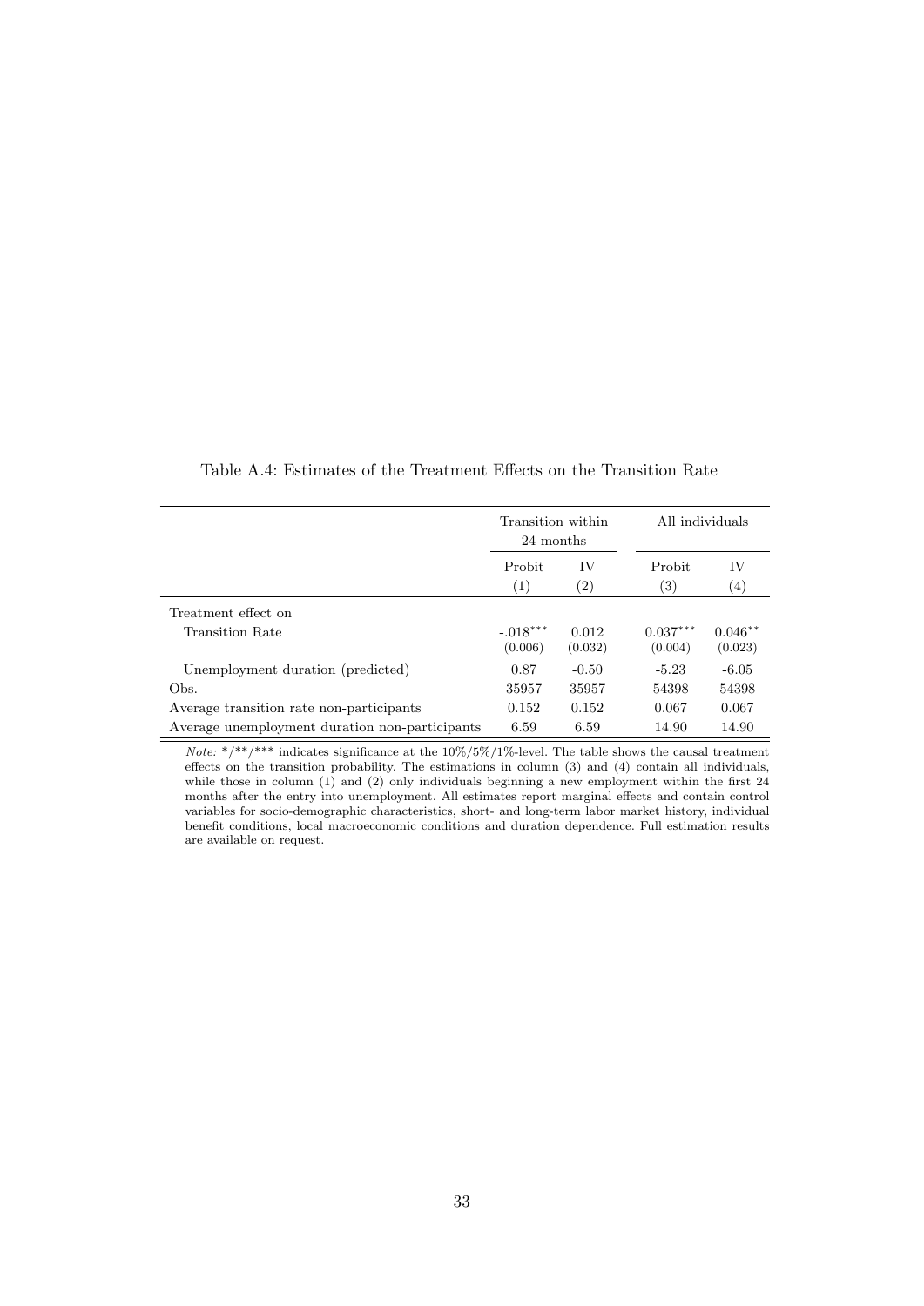Table A.4: Estimates of the Treatment Effects on the Transition Rate

| | Transition within 24 months | | All individuals | |
|---|---|---|---|---|
| | Probit | IV | Probit | IV |
| | (1) | (2) | (3) | (4) |
| Treatment effect on | | | | |
| Transition Rate | -.018*** | 0.012 | 0.037*** | 0.046** |
| | (0.006) | (0.032) | (0.004) | (0.023) |
| Unemployment duration (predicted) | 0.87 | -0.50 | -5.23 | -6.05 |
| Obs. | 35957 | 35957 | 54398 | 54398 |
| Average transition rate non-participants | 0.152 | 0.152 | 0.067 | 0.067 |
| Average unemployment duration non-participants | 6.59 | 6.59 | 14.90 | 14.90 |

*Note:* */**/*** indicates significance at the 10%/5%/1%-level. The table shows the causal treatment effects on the transition probability. The estimations in column (3) and (4) contain all individuals, while those in column (1) and (2) only individuals beginning a new employment within the first 24 months after the entry into unemployment. All estimates report marginal effects and contain control variables for socio-demographic characteristics, short- and long-term labor market history, individual benefit conditions, local macroeconomic conditions and duration dependence. Full estimation results are available on request.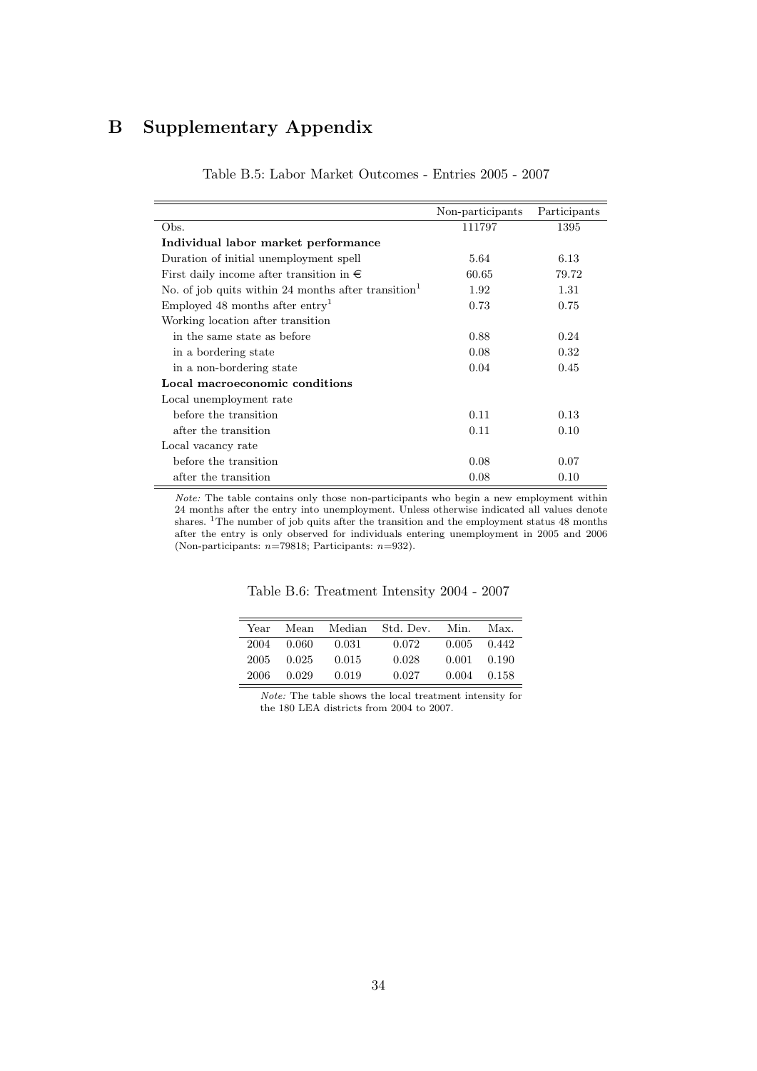# B Supplementary Appendix

Table B.5: Labor Market Outcomes - Entries 2005 - 2007

| | Non-participants | Participants |
|---|---|---|
| Obs. | 111797 | 1395 |
| **Individual labor market performance** | | |
| Duration of initial unemployment spell | 5.64 | 6.13 |
| First daily income after transition in € | 60.65 | 79.72 |
| No. of job quits within 24 months after transition[1] | 1.92 | 1.31 |
| Employed 48 months after entry[1] | 0.73 | 0.75 |
| Working location after transition | | |
| in the same state as before | 0.88 | 0.24 |
| in a bordering state | 0.08 | 0.32 |
| in a non-bordering state | 0.04 | 0.45 |
| **Local macroeconomic conditions** | | |
| Local unemployment rate | | |
| before the transition | 0.11 | 0.13 |
| after the transition | 0.11 | 0.10 |
| Local vacancy rate | | |
| before the transition | 0.08 | 0.07 |
| after the transition | 0.08 | 0.10 |

*Note:* The table contains only those non-participants who begin a new employment within 24 months after the entry into unemployment. Unless otherwise indicated all values denote shares. [1]The number of job quits after the transition and the employment status 48 months after the entry is only observed for individuals entering unemployment in 2005 and 2006 (Non-participants: $n$=79818; Participants: $n$=932).

Table B.6: Treatment Intensity 2004 - 2007

| Year | Mean | Median | Std. Dev. | Min. | Max. |
|---|---|---|---|---|---|
| 2004 | 0.060 | 0.031 | 0.072 | 0.005 | 0.442 |
| 2005 | 0.025 | 0.015 | 0.028 | 0.001 | 0.190 |
| 2006 | 0.029 | 0.019 | 0.027 | 0.004 | 0.158 |

*Note:* The table shows the local treatment intensity for the 180 LEA districts from 2004 to 2007.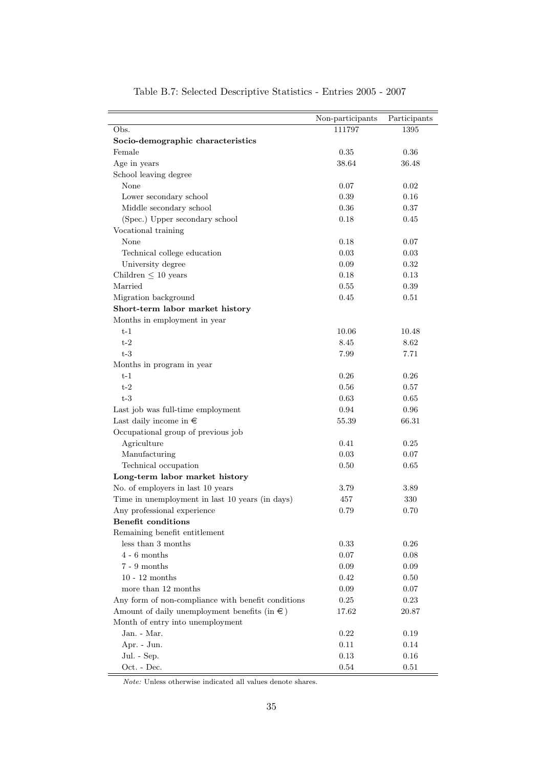Table B.7: Selected Descriptive Statistics - Entries 2005 - 2007

| | Non-participants | Participants |
|---|---|---|
| Obs. | 111797 | 1395 |
| **Socio-demographic characteristics** | | |
| Female | 0.35 | 0.36 |
| Age in years | 38.64 | 36.48 |
| School leaving degree | | |
| None | 0.07 | 0.02 |
| Lower secondary school | 0.39 | 0.16 |
| Middle secondary school | 0.36 | 0.37 |
| (Spec.) Upper secondary school | 0.18 | 0.45 |
| Vocational training | | |
| None | 0.18 | 0.07 |
| Technical college education | 0.03 | 0.03 |
| University degree | 0.09 | 0.32 |
| Children $\leq$ 10 years | 0.18 | 0.13 |
| Married | 0.55 | 0.39 |
| Migration background | 0.45 | 0.51 |
| **Short-term labor market history** | | |
| Months in employment in year | | |
| t-1 | 10.06 | 10.48 |
| t-2 | 8.45 | 8.62 |
| t-3 | 7.99 | 7.71 |
| Months in program in year | | |
| t-1 | 0.26 | 0.26 |
| t-2 | 0.56 | 0.57 |
| t-3 | 0.63 | 0.65 |
| Last job was full-time employment | 0.94 | 0.96 |
| Last daily income in € | 55.39 | 66.31 |
| Occupational group of previous job | | |
| Agriculture | 0.41 | 0.25 |
| Manufacturing | 0.03 | 0.07 |
| Technical occupation | 0.50 | 0.65 |
| **Long-term labor market history** | | |
| No. of employers in last 10 years | 3.79 | 3.89 |
| Time in unemployment in last 10 years (in days) | 457 | 330 |
| Any professional experience | 0.79 | 0.70 |
| **Benefit conditions** | | |
| Remaining benefit entitlement | | |
| less than 3 months | 0.33 | 0.26 |
| 4 - 6 months | 0.07 | 0.08 |
| 7 - 9 months | 0.09 | 0.09 |
| 10 - 12 months | 0.42 | 0.50 |
| more than 12 months | 0.09 | 0.07 |
| Any form of non-compliance with benefit conditions | 0.25 | 0.23 |
| Amount of daily unemployment benefits (in €) | 17.62 | 20.87 |
| Month of entry into unemployment | | |
| Jan. - Mar. | 0.22 | 0.19 |
| Apr. - Jun. | 0.11 | 0.14 |
| Jul. - Sep. | 0.13 | 0.16 |
| Oct. - Dec. | 0.54 | 0.51 |

*Note:* Unless otherwise indicated all values denote shares.